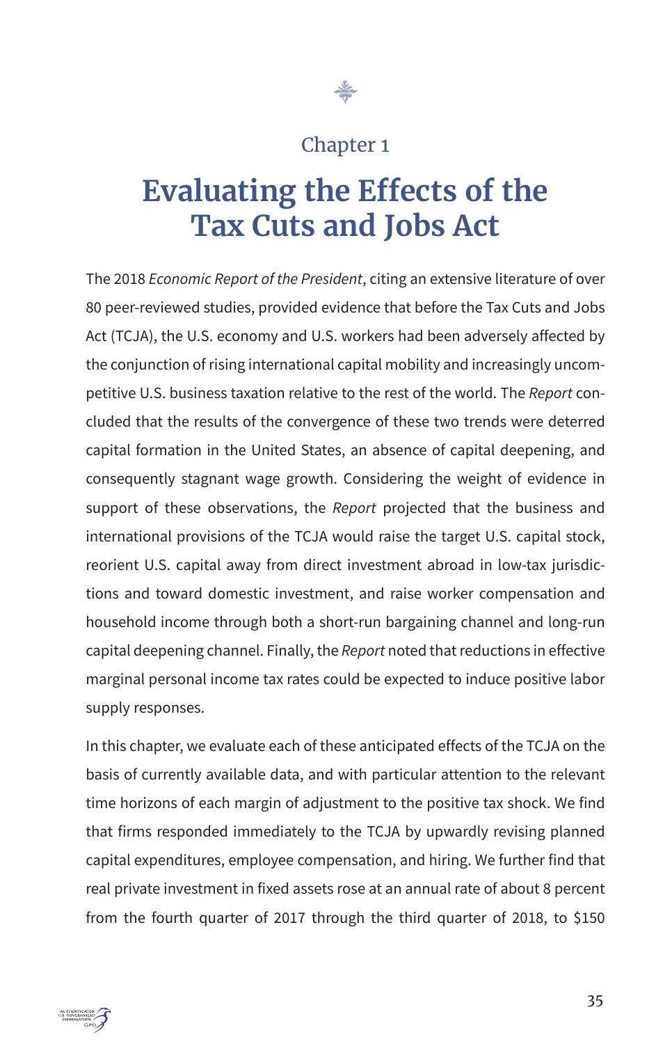Chapter 1

# Evaluating the Effects of the Tax Cuts and Jobs Act

The 2018 *Economic Report of the President*, citing an extensive literature of over 80 peer-reviewed studies, provided evidence that before the Tax Cuts and Jobs Act (TCJA), the U.S. economy and U.S. workers had been adversely affected by the conjunction of rising international capital mobility and increasingly uncompetitive U.S. business taxation relative to the rest of the world. The *Report* concluded that the results of the convergence of these two trends were deterred capital formation in the United States, an absence of capital deepening, and consequently stagnant wage growth. Considering the weight of evidence in support of these observations, the *Report* projected that the business and international provisions of the TCJA would raise the target U.S. capital stock, reorient U.S. capital away from direct investment abroad in low-tax jurisdictions and toward domestic investment, and raise worker compensation and household income through both a short-run bargaining channel and long-run capital deepening channel. Finally, the *Report* noted that reductions in effective marginal personal income tax rates could be expected to induce positive labor supply responses.

In this chapter, we evaluate each of these anticipated effects of the TCJA on the basis of currently available data, and with particular attention to the relevant time horizons of each margin of adjustment to the positive tax shock. We find that firms responded immediately to the TCJA by upwardly revising planned capital expenditures, employee compensation, and hiring. We further find that real private investment in fixed assets rose at an annual rate of about 8 percent from the fourth quarter of 2017 through the third quarter of 2018, to $150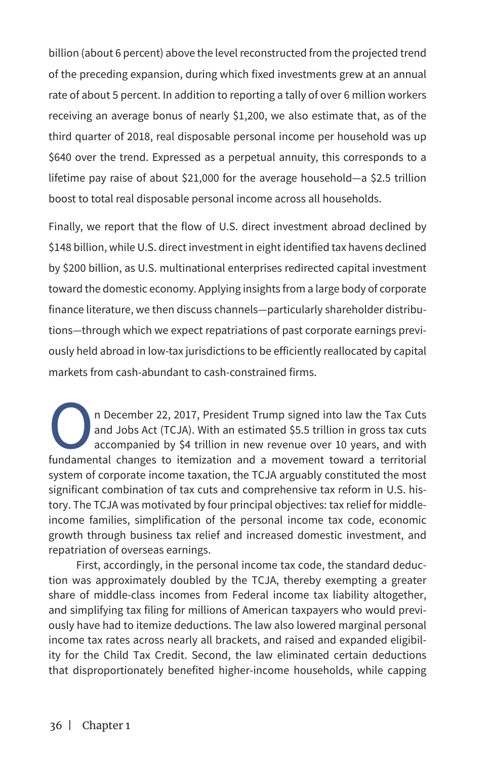billion (about 6 percent) above the level reconstructed from the projected trend of the preceding expansion, during which fixed investments grew at an annual rate of about 5 percent. In addition to reporting a tally of over 6 million workers receiving an average bonus of nearly $1,200, we also estimate that, as of the third quarter of 2018, real disposable personal income per household was up $640 over the trend. Expressed as a perpetual annuity, this corresponds to a lifetime pay raise of about $21,000 for the average household—a $2.5 trillion boost to total real disposable personal income across all households.

Finally, we report that the flow of U.S. direct investment abroad declined by $148 billion, while U.S. direct investment in eight identified tax havens declined by $200 billion, as U.S. multinational enterprises redirected capital investment toward the domestic economy. Applying insights from a large body of corporate finance literature, we then discuss channels—particularly shareholder distributions—through which we expect repatriations of past corporate earnings previously held abroad in low-tax jurisdictions to be efficiently reallocated by capital markets from cash-abundant to cash-constrained firms.

On December 22, 2017, President Trump signed into law the Tax Cuts and Jobs Act (TCJA). With an estimated $5.5 trillion in gross tax cuts accompanied by $4 trillion in new revenue over 10 years, and with fundamental changes to itemization and a movement toward a territorial system of corporate income taxation, the TCJA arguably constituted the most significant combination of tax cuts and comprehensive tax reform in U.S. history. The TCJA was motivated by four principal objectives: tax relief for middle-income families, simplification of the personal income tax code, economic growth through business tax relief and increased domestic investment, and repatriation of overseas earnings.

First, accordingly, in the personal income tax code, the standard deduction was approximately doubled by the TCJA, thereby exempting a greater share of middle-class incomes from Federal income tax liability altogether, and simplifying tax filing for millions of American taxpayers who would previously have had to itemize deductions. The law also lowered marginal personal income tax rates across nearly all brackets, and raised and expanded eligibility for the Child Tax Credit. Second, the law eliminated certain deductions that disproportionately benefited higher-income households, while capping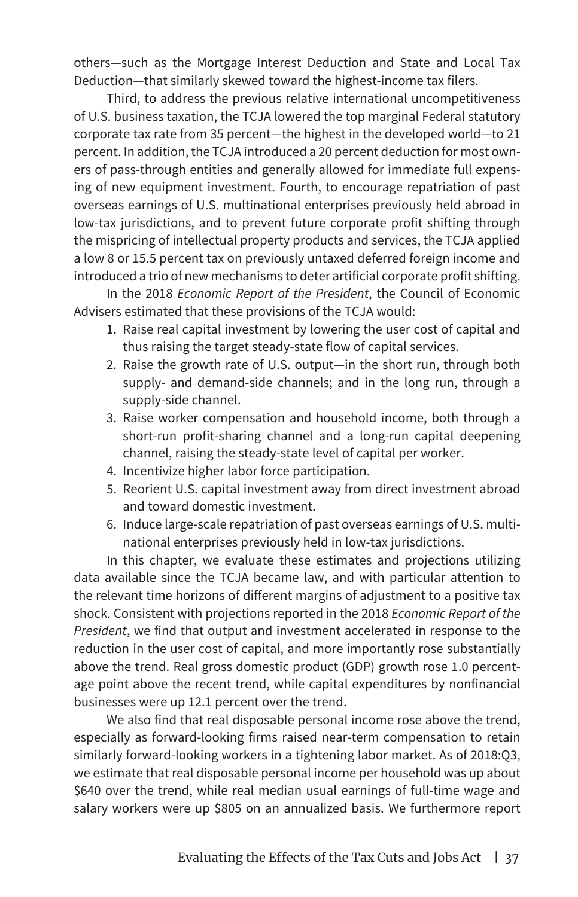others—such as the Mortgage Interest Deduction and State and Local Tax Deduction—that similarly skewed toward the highest-income tax filers.

Third, to address the previous relative international uncompetitiveness of U.S. business taxation, the TCJA lowered the top marginal Federal statutory corporate tax rate from 35 percent—the highest in the developed world—to 21 percent. In addition, the TCJA introduced a 20 percent deduction for most owners of pass-through entities and generally allowed for immediate full expensing of new equipment investment. Fourth, to encourage repatriation of past overseas earnings of U.S. multinational enterprises previously held abroad in low-tax jurisdictions, and to prevent future corporate profit shifting through the mispricing of intellectual property products and services, the TCJA applied a low 8 or 15.5 percent tax on previously untaxed deferred foreign income and introduced a trio of new mechanisms to deter artificial corporate profit shifting.

In the 2018 *Economic Report of the President*, the Council of Economic Advisers estimated that these provisions of the TCJA would:

1. Raise real capital investment by lowering the user cost of capital and thus raising the target steady-state flow of capital services.
2. Raise the growth rate of U.S. output—in the short run, through both supply- and demand-side channels; and in the long run, through a supply-side channel.
3. Raise worker compensation and household income, both through a short-run profit-sharing channel and a long-run capital deepening channel, raising the steady-state level of capital per worker.
4. Incentivize higher labor force participation.
5. Reorient U.S. capital investment away from direct investment abroad and toward domestic investment.
6. Induce large-scale repatriation of past overseas earnings of U.S. multinational enterprises previously held in low-tax jurisdictions.

In this chapter, we evaluate these estimates and projections utilizing data available since the TCJA became law, and with particular attention to the relevant time horizons of different margins of adjustment to a positive tax shock. Consistent with projections reported in the 2018 *Economic Report of the President*, we find that output and investment accelerated in response to the reduction in the user cost of capital, and more importantly rose substantially above the trend. Real gross domestic product (GDP) growth rose 1.0 percentage point above the recent trend, while capital expenditures by nonfinancial businesses were up 12.1 percent over the trend.

We also find that real disposable personal income rose above the trend, especially as forward-looking firms raised near-term compensation to retain similarly forward-looking workers in a tightening labor market. As of 2018:Q3, we estimate that real disposable personal income per household was up about $640 over the trend, while real median usual earnings of full-time wage and salary workers were up $805 on an annualized basis. We furthermore report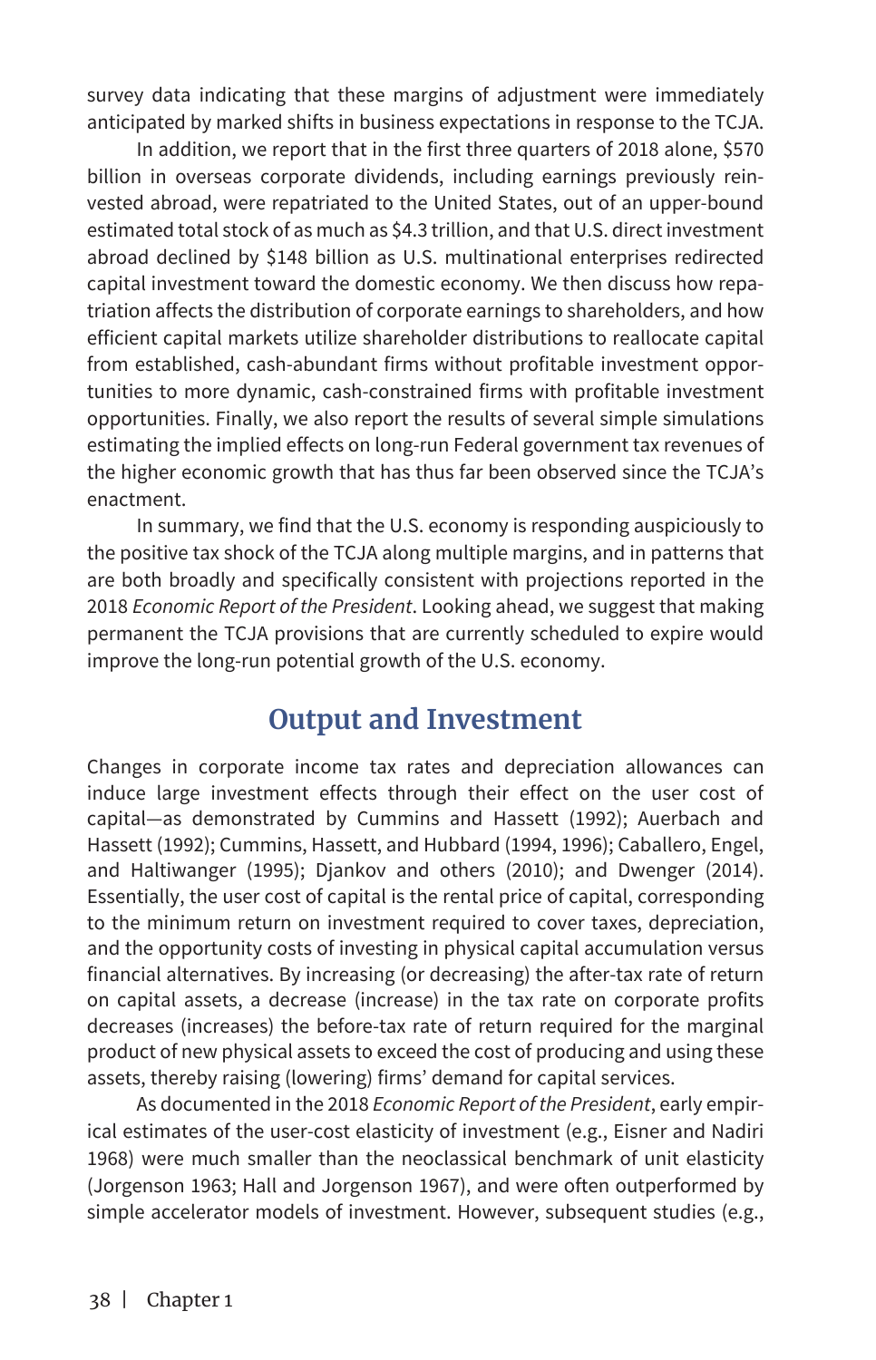survey data indicating that these margins of adjustment were immediately anticipated by marked shifts in business expectations in response to the TCJA.

In addition, we report that in the first three quarters of 2018 alone, $570 billion in overseas corporate dividends, including earnings previously reinvested abroad, were repatriated to the United States, out of an upper-bound estimated total stock of as much as $4.3 trillion, and that U.S. direct investment abroad declined by $148 billion as U.S. multinational enterprises redirected capital investment toward the domestic economy. We then discuss how repatriation affects the distribution of corporate earnings to shareholders, and how efficient capital markets utilize shareholder distributions to reallocate capital from established, cash-abundant firms without profitable investment opportunities to more dynamic, cash-constrained firms with profitable investment opportunities. Finally, we also report the results of several simple simulations estimating the implied effects on long-run Federal government tax revenues of the higher economic growth that has thus far been observed since the TCJA's enactment.

In summary, we find that the U.S. economy is responding auspiciously to the positive tax shock of the TCJA along multiple margins, and in patterns that are both broadly and specifically consistent with projections reported in the 2018 *Economic Report of the President*. Looking ahead, we suggest that making permanent the TCJA provisions that are currently scheduled to expire would improve the long-run potential growth of the U.S. economy.

## Output and Investment

Changes in corporate income tax rates and depreciation allowances can induce large investment effects through their effect on the user cost of capital—as demonstrated by Cummins and Hassett (1992); Auerbach and Hassett (1992); Cummins, Hassett, and Hubbard (1994, 1996); Caballero, Engel, and Haltiwanger (1995); Djankov and others (2010); and Dwenger (2014). Essentially, the user cost of capital is the rental price of capital, corresponding to the minimum return on investment required to cover taxes, depreciation, and the opportunity costs of investing in physical capital accumulation versus financial alternatives. By increasing (or decreasing) the after-tax rate of return on capital assets, a decrease (increase) in the tax rate on corporate profits decreases (increases) the before-tax rate of return required for the marginal product of new physical assets to exceed the cost of producing and using these assets, thereby raising (lowering) firms' demand for capital services.

As documented in the 2018 *Economic Report of the President*, early empirical estimates of the user-cost elasticity of investment (e.g., Eisner and Nadiri 1968) were much smaller than the neoclassical benchmark of unit elasticity (Jorgenson 1963; Hall and Jorgenson 1967), and were often outperformed by simple accelerator models of investment. However, subsequent studies (e.g.,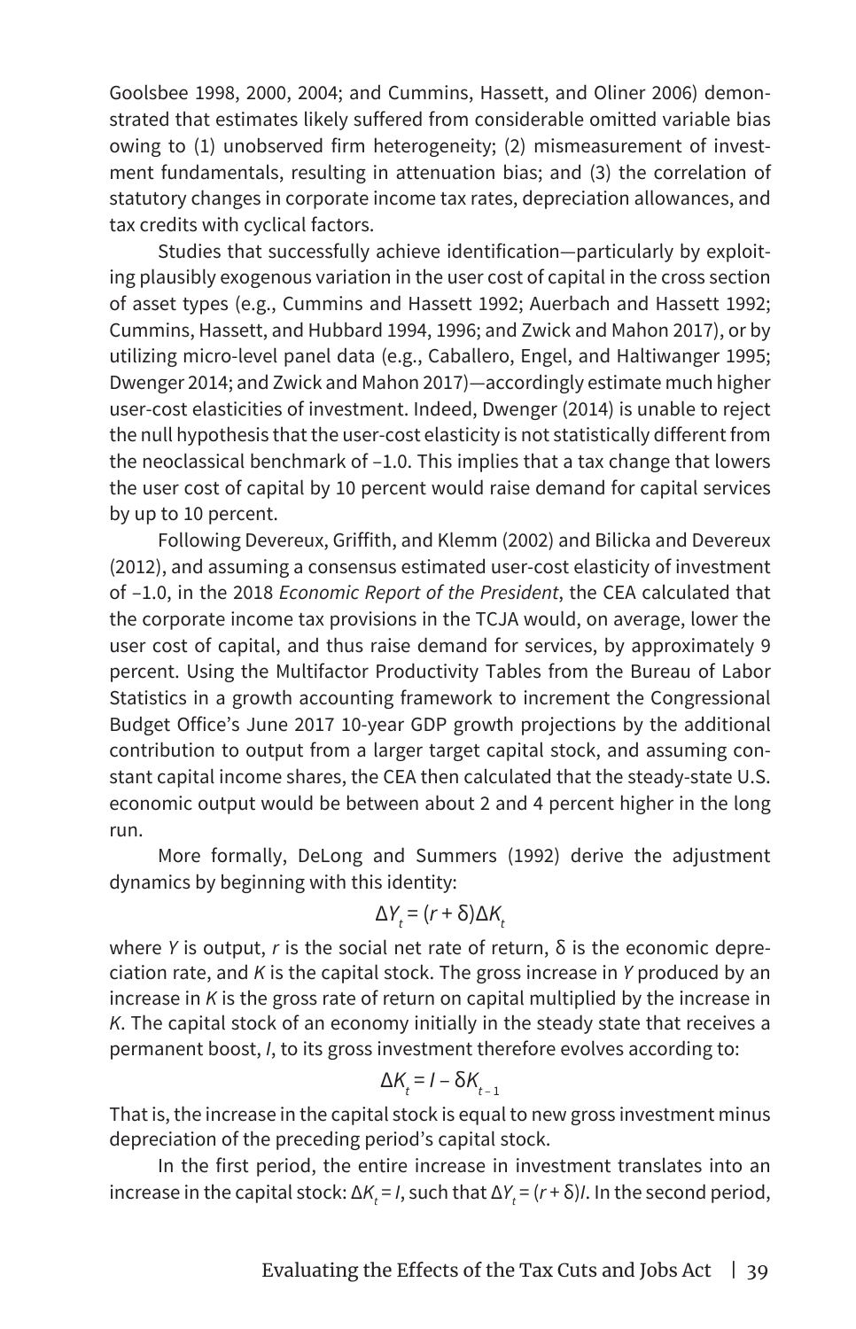Goolsbee 1998, 2000, 2004; and Cummins, Hassett, and Oliner 2006) demonstrated that estimates likely suffered from considerable omitted variable bias owing to (1) unobserved firm heterogeneity; (2) mismeasurement of investment fundamentals, resulting in attenuation bias; and (3) the correlation of statutory changes in corporate income tax rates, depreciation allowances, and tax credits with cyclical factors.

Studies that successfully achieve identification—particularly by exploiting plausibly exogenous variation in the user cost of capital in the cross section of asset types (e.g., Cummins and Hassett 1992; Auerbach and Hassett 1992; Cummins, Hassett, and Hubbard 1994, 1996; and Zwick and Mahon 2017), or by utilizing micro-level panel data (e.g., Caballero, Engel, and Haltiwanger 1995; Dwenger 2014; and Zwick and Mahon 2017)—accordingly estimate much higher user-cost elasticities of investment. Indeed, Dwenger (2014) is unable to reject the null hypothesis that the user-cost elasticity is not statistically different from the neoclassical benchmark of –1.0. This implies that a tax change that lowers the user cost of capital by 10 percent would raise demand for capital services by up to 10 percent.

Following Devereux, Griffith, and Klemm (2002) and Bilicka and Devereux (2012), and assuming a consensus estimated user-cost elasticity of investment of –1.0, in the 2018 *Economic Report of the President*, the CEA calculated that the corporate income tax provisions in the TCJA would, on average, lower the user cost of capital, and thus raise demand for services, by approximately 9 percent. Using the Multifactor Productivity Tables from the Bureau of Labor Statistics in a growth accounting framework to increment the Congressional Budget Office's June 2017 10-year GDP growth projections by the additional contribution to output from a larger target capital stock, and assuming constant capital income shares, the CEA then calculated that the steady-state U.S. economic output would be between about 2 and 4 percent higher in the long run.

More formally, DeLong and Summers (1992) derive the adjustment dynamics by beginning with this identity:

$$\Delta Y_t = (r + \delta)\Delta K_t$$

where $Y$ is output, $r$ is the social net rate of return, $\delta$ is the economic depreciation rate, and $K$ is the capital stock. The gross increase in $Y$ produced by an increase in $K$ is the gross rate of return on capital multiplied by the increase in $K$. The capital stock of an economy initially in the steady state that receives a permanent boost, $I$, to its gross investment therefore evolves according to:

$$\Delta K_t = I - \delta K_{t-1}$$

That is, the increase in the capital stock is equal to new gross investment minus depreciation of the preceding period's capital stock.

In the first period, the entire increase in investment translates into an increase in the capital stock: $\Delta K_t = I$, such that $\Delta Y_t = (r + \delta)I$. In the second period,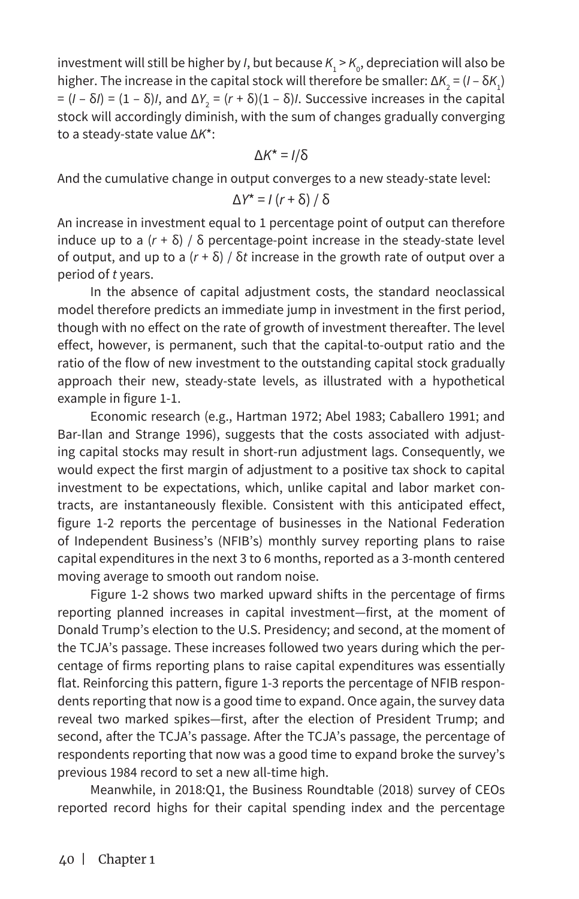investment will still be higher by $I$, but because $K_1 > K_0$, depreciation will also be higher. The increase in the capital stock will therefore be smaller: $\Delta K_2 = (I - \delta K_1) = (I - \delta I) = (1 - \delta)I$, and $\Delta Y_2 = (r + \delta)(1 - \delta)I$. Successive increases in the capital stock will accordingly diminish, with the sum of changes gradually converging to a steady-state value $\Delta K^*$:

$$\Delta K^* = I/\delta$$

And the cumulative change in output converges to a new steady-state level:

$$\Delta Y^* = I\,(r + \delta)\,/\,\delta$$

An increase in investment equal to 1 percentage point of output can therefore induce up to a $(r + \delta) / \delta$ percentage-point increase in the steady-state level of output, and up to a $(r + \delta) / \delta t$ increase in the growth rate of output over a period of $t$ years.

In the absence of capital adjustment costs, the standard neoclassical model therefore predicts an immediate jump in investment in the first period, though with no effect on the rate of growth of investment thereafter. The level effect, however, is permanent, such that the capital-to-output ratio and the ratio of the flow of new investment to the outstanding capital stock gradually approach their new, steady-state levels, as illustrated with a hypothetical example in figure 1-1.

Economic research (e.g., Hartman 1972; Abel 1983; Caballero 1991; and Bar-Ilan and Strange 1996), suggests that the costs associated with adjusting capital stocks may result in short-run adjustment lags. Consequently, we would expect the first margin of adjustment to a positive tax shock to capital investment to be expectations, which, unlike capital and labor market contracts, are instantaneously flexible. Consistent with this anticipated effect, figure 1-2 reports the percentage of businesses in the National Federation of Independent Business's (NFIB's) monthly survey reporting plans to raise capital expenditures in the next 3 to 6 months, reported as a 3-month centered moving average to smooth out random noise.

Figure 1-2 shows two marked upward shifts in the percentage of firms reporting planned increases in capital investment—first, at the moment of Donald Trump's election to the U.S. Presidency; and second, at the moment of the TCJA's passage. These increases followed two years during which the percentage of firms reporting plans to raise capital expenditures was essentially flat. Reinforcing this pattern, figure 1-3 reports the percentage of NFIB respondents reporting that now is a good time to expand. Once again, the survey data reveal two marked spikes—first, after the election of President Trump; and second, after the TCJA's passage. After the TCJA's passage, the percentage of respondents reporting that now was a good time to expand broke the survey's previous 1984 record to set a new all-time high.

Meanwhile, in 2018:Q1, the Business Roundtable (2018) survey of CEOs reported record highs for their capital spending index and the percentage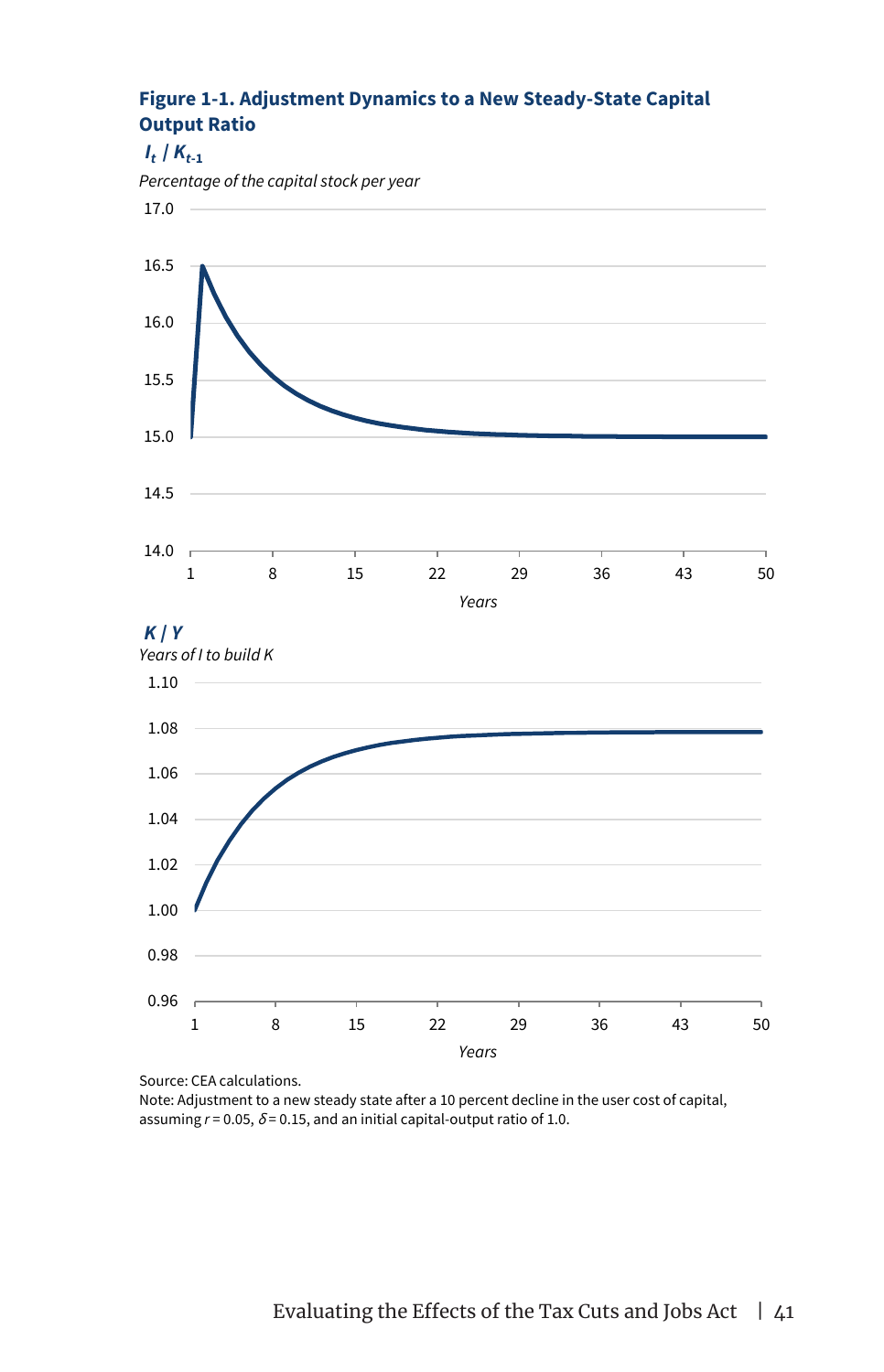**Figure 1-1. Adjustment Dynamics to a New Steady-State Capital Output Ratio**

***$I_t$ / $K_{t\text{-}1}$***

*Percentage of the capital stock per year*

***K / Y***

*Years of I to build K*

Source: CEA calculations.
Note: Adjustment to a new steady state after a 10 percent decline in the user cost of capital, assuming $r = 0.05$, $\delta = 0.15$, and an initial capital-output ratio of 1.0.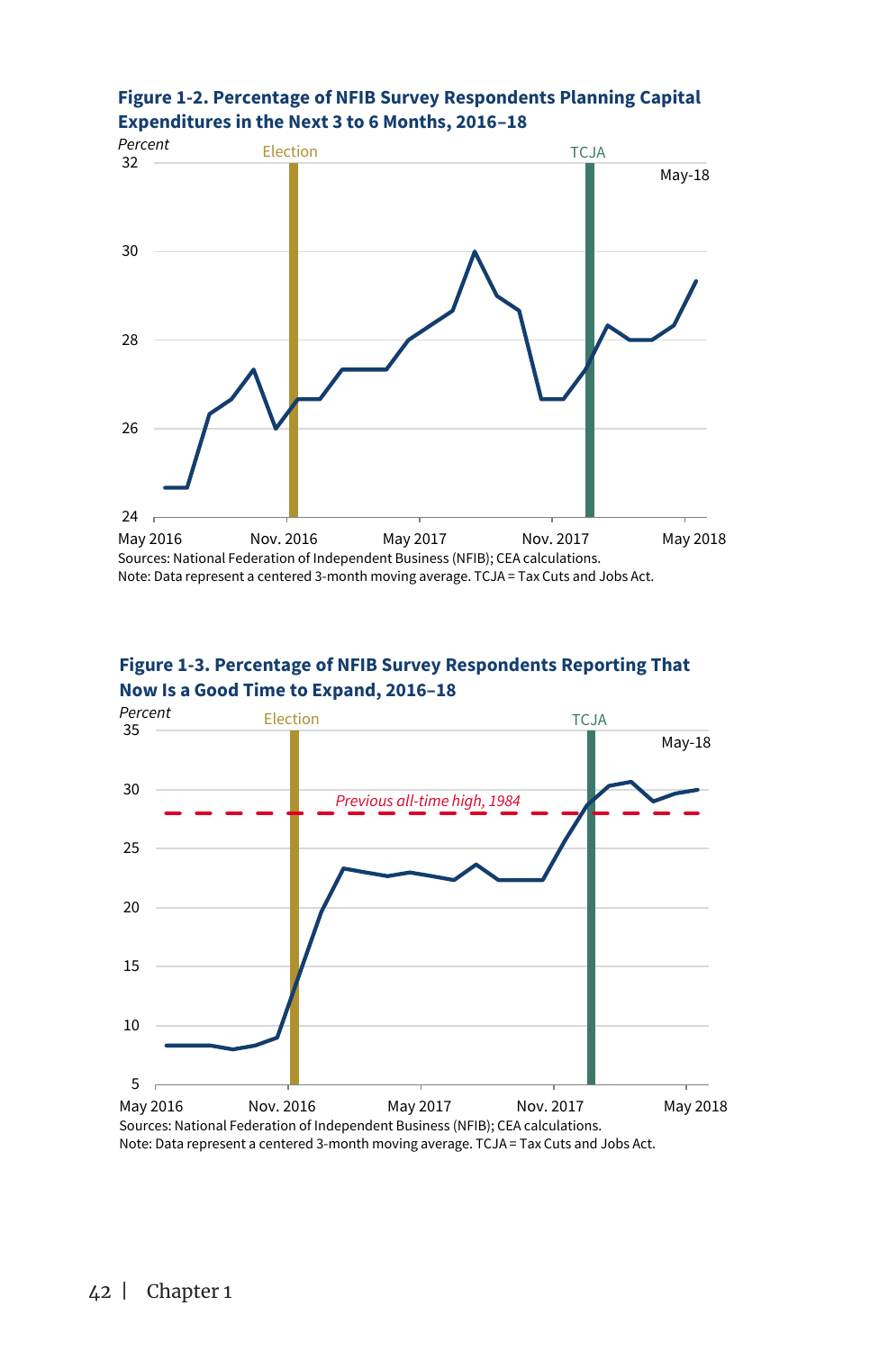**Figure 1-2. Percentage of NFIB Survey Respondents Planning Capital Expenditures in the Next 3 to 6 Months, 2016–18**

Sources: National Federation of Independent Business (NFIB); CEA calculations.
Note: Data represent a centered 3-month moving average. TCJA = Tax Cuts and Jobs Act.

**Figure 1-3. Percentage of NFIB Survey Respondents Reporting That Now Is a Good Time to Expand, 2016–18**

Sources: National Federation of Independent Business (NFIB); CEA calculations.
Note: Data represent a centered 3-month moving average. TCJA = Tax Cuts and Jobs Act.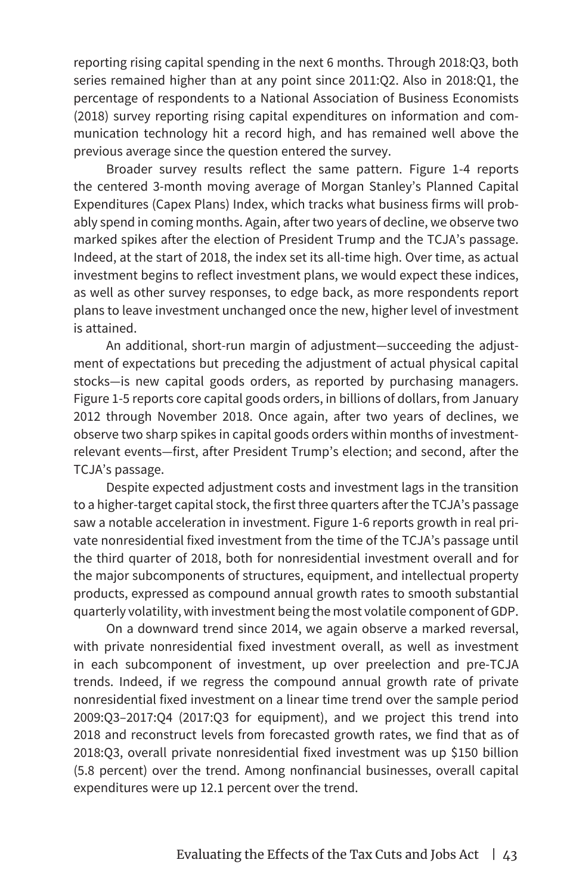reporting rising capital spending in the next 6 months. Through 2018:Q3, both series remained higher than at any point since 2011:Q2. Also in 2018:Q1, the percentage of respondents to a National Association of Business Economists (2018) survey reporting rising capital expenditures on information and communication technology hit a record high, and has remained well above the previous average since the question entered the survey.

Broader survey results reflect the same pattern. Figure 1-4 reports the centered 3-month moving average of Morgan Stanley's Planned Capital Expenditures (Capex Plans) Index, which tracks what business firms will probably spend in coming months. Again, after two years of decline, we observe two marked spikes after the election of President Trump and the TCJA's passage. Indeed, at the start of 2018, the index set its all-time high. Over time, as actual investment begins to reflect investment plans, we would expect these indices, as well as other survey responses, to edge back, as more respondents report plans to leave investment unchanged once the new, higher level of investment is attained.

An additional, short-run margin of adjustment—succeeding the adjustment of expectations but preceding the adjustment of actual physical capital stocks—is new capital goods orders, as reported by purchasing managers. Figure 1-5 reports core capital goods orders, in billions of dollars, from January 2012 through November 2018. Once again, after two years of declines, we observe two sharp spikes in capital goods orders within months of investment-relevant events—first, after President Trump's election; and second, after the TCJA's passage.

Despite expected adjustment costs and investment lags in the transition to a higher-target capital stock, the first three quarters after the TCJA's passage saw a notable acceleration in investment. Figure 1-6 reports growth in real private nonresidential fixed investment from the time of the TCJA's passage until the third quarter of 2018, both for nonresidential investment overall and for the major subcomponents of structures, equipment, and intellectual property products, expressed as compound annual growth rates to smooth substantial quarterly volatility, with investment being the most volatile component of GDP.

On a downward trend since 2014, we again observe a marked reversal, with private nonresidential fixed investment overall, as well as investment in each subcomponent of investment, up over preelection and pre-TCJA trends. Indeed, if we regress the compound annual growth rate of private nonresidential fixed investment on a linear time trend over the sample period 2009:Q3–2017:Q4 (2017:Q3 for equipment), and we project this trend into 2018 and reconstruct levels from forecasted growth rates, we find that as of 2018:Q3, overall private nonresidential fixed investment was up $150 billion (5.8 percent) over the trend. Among nonfinancial businesses, overall capital expenditures were up 12.1 percent over the trend.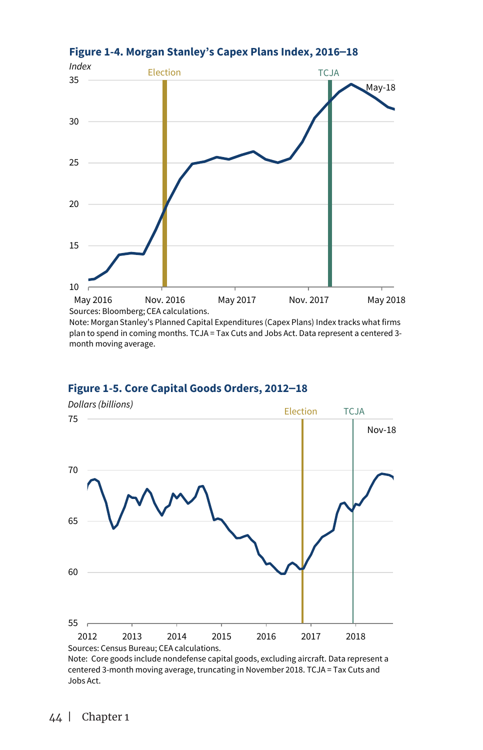**Figure 1-4. Morgan Stanley's Capex Plans Index, 2016–18**

Sources: Bloomberg; CEA calculations.
Note: Morgan Stanley's Planned Capital Expenditures (Capex Plans) Index tracks what firms plan to spend in coming months. TCJA = Tax Cuts and Jobs Act. Data represent a centered 3-month moving average.

**Figure 1-5. Core Capital Goods Orders, 2012–18**

Sources: Census Bureau; CEA calculations.
Note: Core goods include nondefense capital goods, excluding aircraft. Data represent a centered 3-month moving average, truncating in November 2018. TCJA = Tax Cuts and Jobs Act.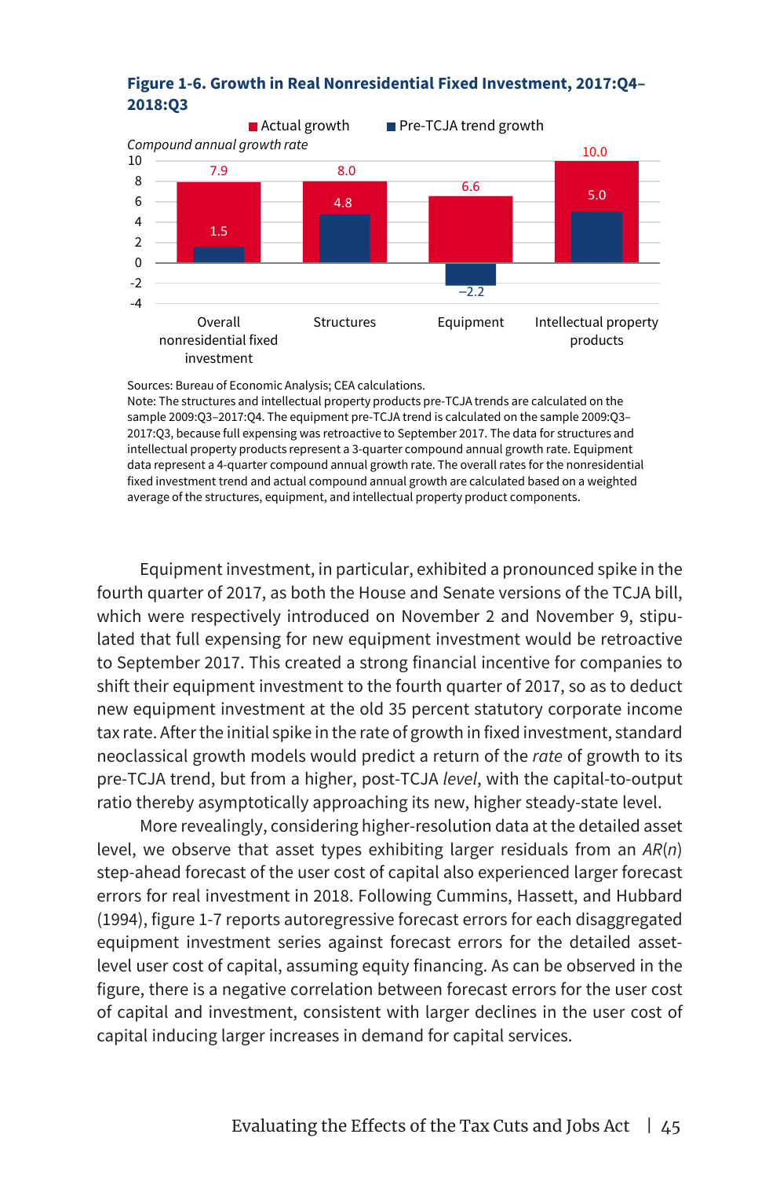**Figure 1-6. Growth in Real Nonresidential Fixed Investment, 2017:Q4–2018:Q3**

*Compound annual growth rate*

| | Actual growth | Pre-TCJA trend growth |
|---|---|---|
| Overall nonresidential fixed investment | 7.9 | 1.5 |
| Structures | 8.0 | 4.8 |
| Equipment | 6.6 | −2.2 |
| Intellectual property products | 10.0 | 5.0 |

Sources: Bureau of Economic Analysis; CEA calculations.
Note: The structures and intellectual property products pre-TCJA trends are calculated on the sample 2009:Q3–2017:Q4. The equipment pre-TCJA trend is calculated on the sample 2009:Q3–2017:Q3, because full expensing was retroactive to September 2017. The data for structures and intellectual property products represent a 3-quarter compound annual growth rate. Equipment data represent a 4-quarter compound annual growth rate. The overall rates for the nonresidential fixed investment trend and actual compound annual growth are calculated based on a weighted average of the structures, equipment, and intellectual property product components.

Equipment investment, in particular, exhibited a pronounced spike in the fourth quarter of 2017, as both the House and Senate versions of the TCJA bill, which were respectively introduced on November 2 and November 9, stipulated that full expensing for new equipment investment would be retroactive to September 2017. This created a strong financial incentive for companies to shift their equipment investment to the fourth quarter of 2017, so as to deduct new equipment investment at the old 35 percent statutory corporate income tax rate. After the initial spike in the rate of growth in fixed investment, standard neoclassical growth models would predict a return of the *rate* of growth to its pre-TCJA trend, but from a higher, post-TCJA *level*, with the capital-to-output ratio thereby asymptotically approaching its new, higher steady-state level.

More revealingly, considering higher-resolution data at the detailed asset level, we observe that asset types exhibiting larger residuals from an $AR(n)$ step-ahead forecast of the user cost of capital also experienced larger forecast errors for real investment in 2018. Following Cummins, Hassett, and Hubbard (1994), figure 1-7 reports autoregressive forecast errors for each disaggregated equipment investment series against forecast errors for the detailed asset-level user cost of capital, assuming equity financing. As can be observed in the figure, there is a negative correlation between forecast errors for the user cost of capital and investment, consistent with larger declines in the user cost of capital inducing larger increases in demand for capital services.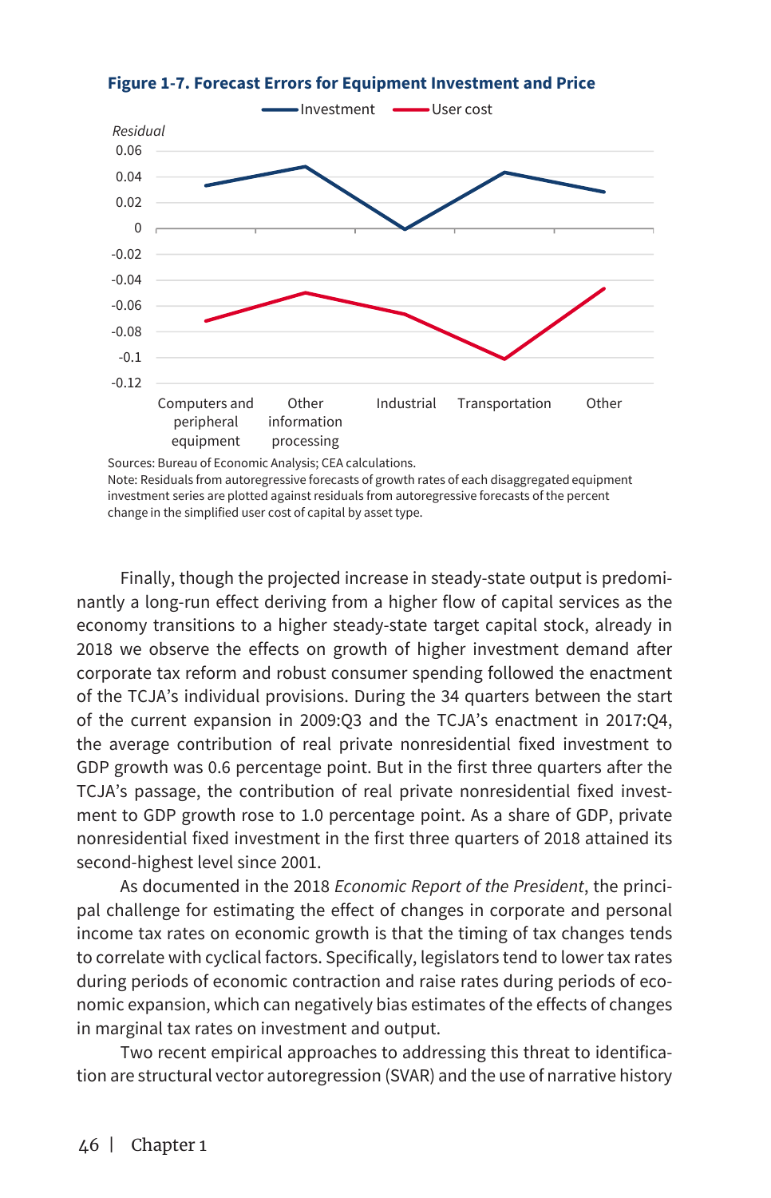**Figure 1-7. Forecast Errors for Equipment Investment and Price**

Sources: Bureau of Economic Analysis; CEA calculations.
Note: Residuals from autoregressive forecasts of growth rates of each disaggregated equipment investment series are plotted against residuals from autoregressive forecasts of the percent change in the simplified user cost of capital by asset type.

Finally, though the projected increase in steady-state output is predominantly a long-run effect deriving from a higher flow of capital services as the economy transitions to a higher steady-state target capital stock, already in 2018 we observe the effects on growth of higher investment demand after corporate tax reform and robust consumer spending followed the enactment of the TCJA's individual provisions. During the 34 quarters between the start of the current expansion in 2009:Q3 and the TCJA's enactment in 2017:Q4, the average contribution of real private nonresidential fixed investment to GDP growth was 0.6 percentage point. But in the first three quarters after the TCJA's passage, the contribution of real private nonresidential fixed investment to GDP growth rose to 1.0 percentage point. As a share of GDP, private nonresidential fixed investment in the first three quarters of 2018 attained its second-highest level since 2001.

As documented in the 2018 *Economic Report of the President*, the principal challenge for estimating the effect of changes in corporate and personal income tax rates on economic growth is that the timing of tax changes tends to correlate with cyclical factors. Specifically, legislators tend to lower tax rates during periods of economic contraction and raise rates during periods of economic expansion, which can negatively bias estimates of the effects of changes in marginal tax rates on investment and output.

Two recent empirical approaches to addressing this threat to identification are structural vector autoregression (SVAR) and the use of narrative history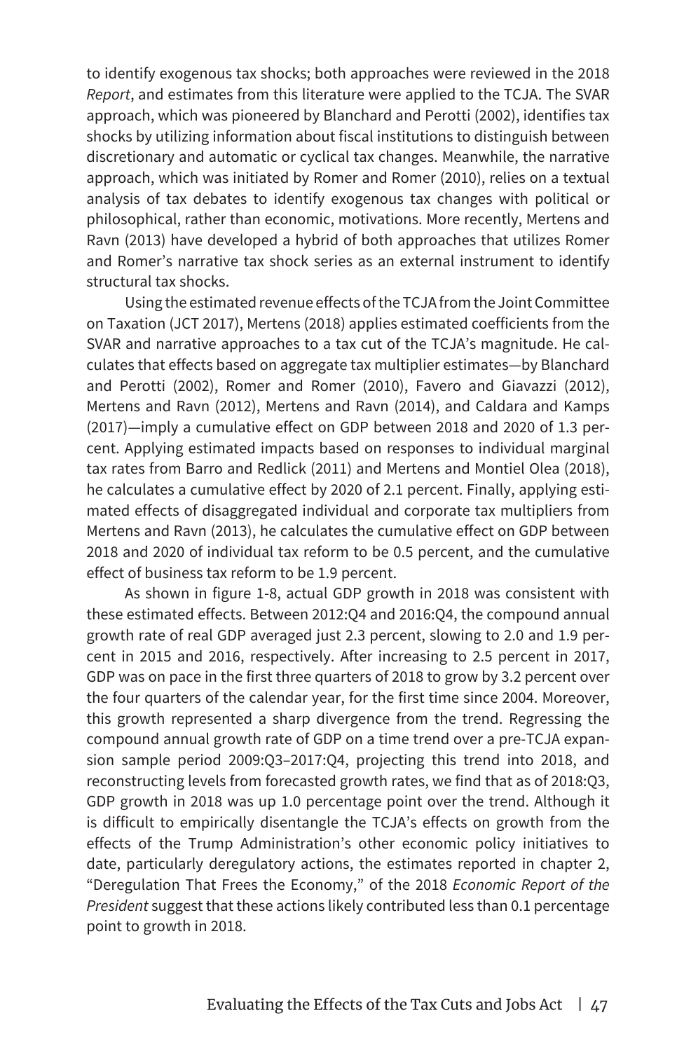to identify exogenous tax shocks; both approaches were reviewed in the 2018 *Report*, and estimates from this literature were applied to the TCJA. The SVAR approach, which was pioneered by Blanchard and Perotti (2002), identifies tax shocks by utilizing information about fiscal institutions to distinguish between discretionary and automatic or cyclical tax changes. Meanwhile, the narrative approach, which was initiated by Romer and Romer (2010), relies on a textual analysis of tax debates to identify exogenous tax changes with political or philosophical, rather than economic, motivations. More recently, Mertens and Ravn (2013) have developed a hybrid of both approaches that utilizes Romer and Romer's narrative tax shock series as an external instrument to identify structural tax shocks.

Using the estimated revenue effects of the TCJA from the Joint Committee on Taxation (JCT 2017), Mertens (2018) applies estimated coefficients from the SVAR and narrative approaches to a tax cut of the TCJA's magnitude. He calculates that effects based on aggregate tax multiplier estimates—by Blanchard and Perotti (2002), Romer and Romer (2010), Favero and Giavazzi (2012), Mertens and Ravn (2012), Mertens and Ravn (2014), and Caldara and Kamps (2017)—imply a cumulative effect on GDP between 2018 and 2020 of 1.3 percent. Applying estimated impacts based on responses to individual marginal tax rates from Barro and Redlick (2011) and Mertens and Montiel Olea (2018), he calculates a cumulative effect by 2020 of 2.1 percent. Finally, applying estimated effects of disaggregated individual and corporate tax multipliers from Mertens and Ravn (2013), he calculates the cumulative effect on GDP between 2018 and 2020 of individual tax reform to be 0.5 percent, and the cumulative effect of business tax reform to be 1.9 percent.

As shown in figure 1-8, actual GDP growth in 2018 was consistent with these estimated effects. Between 2012:Q4 and 2016:Q4, the compound annual growth rate of real GDP averaged just 2.3 percent, slowing to 2.0 and 1.9 percent in 2015 and 2016, respectively. After increasing to 2.5 percent in 2017, GDP was on pace in the first three quarters of 2018 to grow by 3.2 percent over the four quarters of the calendar year, for the first time since 2004. Moreover, this growth represented a sharp divergence from the trend. Regressing the compound annual growth rate of GDP on a time trend over a pre-TCJA expansion sample period 2009:Q3–2017:Q4, projecting this trend into 2018, and reconstructing levels from forecasted growth rates, we find that as of 2018:Q3, GDP growth in 2018 was up 1.0 percentage point over the trend. Although it is difficult to empirically disentangle the TCJA's effects on growth from the effects of the Trump Administration's other economic policy initiatives to date, particularly deregulatory actions, the estimates reported in chapter 2, "Deregulation That Frees the Economy," of the 2018 *Economic Report of the President* suggest that these actions likely contributed less than 0.1 percentage point to growth in 2018.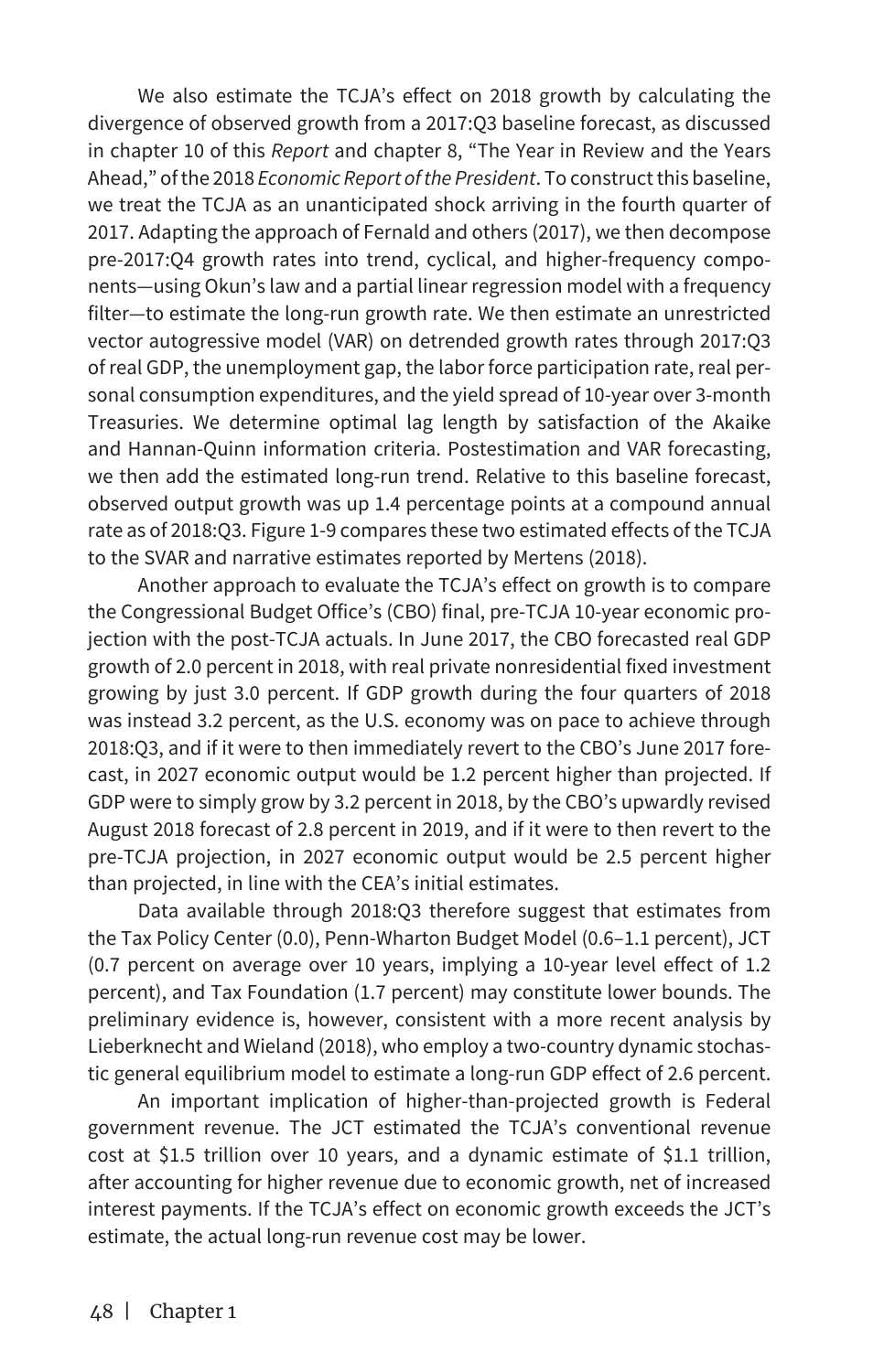We also estimate the TCJA's effect on 2018 growth by calculating the divergence of observed growth from a 2017:Q3 baseline forecast, as discussed in chapter 10 of this *Report* and chapter 8, "The Year in Review and the Years Ahead," of the 2018 *Economic Report of the President*. To construct this baseline, we treat the TCJA as an unanticipated shock arriving in the fourth quarter of 2017. Adapting the approach of Fernald and others (2017), we then decompose pre-2017:Q4 growth rates into trend, cyclical, and higher-frequency components—using Okun's law and a partial linear regression model with a frequency filter—to estimate the long-run growth rate. We then estimate an unrestricted vector autogressive model (VAR) on detrended growth rates through 2017:Q3 of real GDP, the unemployment gap, the labor force participation rate, real personal consumption expenditures, and the yield spread of 10-year over 3-month Treasuries. We determine optimal lag length by satisfaction of the Akaike and Hannan-Quinn information criteria. Postestimation and VAR forecasting, we then add the estimated long-run trend. Relative to this baseline forecast, observed output growth was up 1.4 percentage points at a compound annual rate as of 2018:Q3. Figure 1-9 compares these two estimated effects of the TCJA to the SVAR and narrative estimates reported by Mertens (2018).

Another approach to evaluate the TCJA's effect on growth is to compare the Congressional Budget Office's (CBO) final, pre-TCJA 10-year economic projection with the post-TCJA actuals. In June 2017, the CBO forecasted real GDP growth of 2.0 percent in 2018, with real private nonresidential fixed investment growing by just 3.0 percent. If GDP growth during the four quarters of 2018 was instead 3.2 percent, as the U.S. economy was on pace to achieve through 2018:Q3, and if it were to then immediately revert to the CBO's June 2017 forecast, in 2027 economic output would be 1.2 percent higher than projected. If GDP were to simply grow by 3.2 percent in 2018, by the CBO's upwardly revised August 2018 forecast of 2.8 percent in 2019, and if it were to then revert to the pre-TCJA projection, in 2027 economic output would be 2.5 percent higher than projected, in line with the CEA's initial estimates.

Data available through 2018:Q3 therefore suggest that estimates from the Tax Policy Center (0.0), Penn-Wharton Budget Model (0.6–1.1 percent), JCT (0.7 percent on average over 10 years, implying a 10-year level effect of 1.2 percent), and Tax Foundation (1.7 percent) may constitute lower bounds. The preliminary evidence is, however, consistent with a more recent analysis by Lieberknecht and Wieland (2018), who employ a two-country dynamic stochastic general equilibrium model to estimate a long-run GDP effect of 2.6 percent.

An important implication of higher-than-projected growth is Federal government revenue. The JCT estimated the TCJA's conventional revenue cost at $1.5 trillion over 10 years, and a dynamic estimate of $1.1 trillion, after accounting for higher revenue due to economic growth, net of increased interest payments. If the TCJA's effect on economic growth exceeds the JCT's estimate, the actual long-run revenue cost may be lower.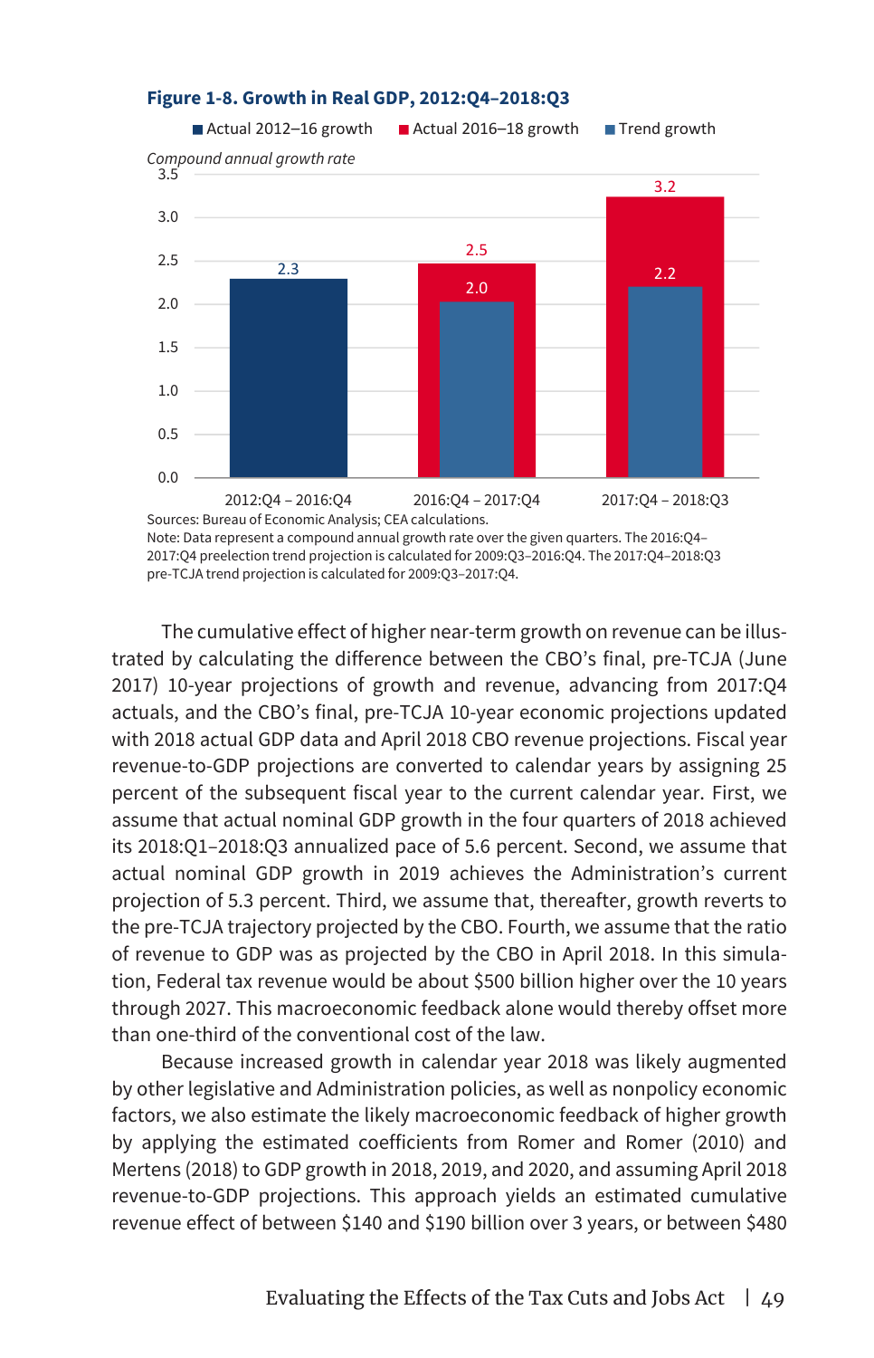**Figure 1-8. Growth in Real GDP, 2012:Q4–2018:Q3**

| | Actual 2012–16 growth | Actual 2016–18 growth | Trend growth |
|---|---|---|---|
| 2012:Q4 – 2016:Q4 | 2.3 | | |
| 2016:Q4 – 2017:Q4 | | 2.5 | 2.0 |
| 2017:Q4 – 2018:Q3 | | 3.2 | 2.2 |

*Compound annual growth rate*

Sources: Bureau of Economic Analysis; CEA calculations.
Note: Data represent a compound annual growth rate over the given quarters. The 2016:Q4–2017:Q4 preelection trend projection is calculated for 2009:Q3–2016:Q4. The 2017:Q4–2018:Q3 pre-TCJA trend projection is calculated for 2009:Q3–2017:Q4.

The cumulative effect of higher near-term growth on revenue can be illustrated by calculating the difference between the CBO's final, pre-TCJA (June 2017) 10-year projections of growth and revenue, advancing from 2017:Q4 actuals, and the CBO's final, pre-TCJA 10-year economic projections updated with 2018 actual GDP data and April 2018 CBO revenue projections. Fiscal year revenue-to-GDP projections are converted to calendar years by assigning 25 percent of the subsequent fiscal year to the current calendar year. First, we assume that actual nominal GDP growth in the four quarters of 2018 achieved its 2018:Q1–2018:Q3 annualized pace of 5.6 percent. Second, we assume that actual nominal GDP growth in 2019 achieves the Administration's current projection of 5.3 percent. Third, we assume that, thereafter, growth reverts to the pre-TCJA trajectory projected by the CBO. Fourth, we assume that the ratio of revenue to GDP was as projected by the CBO in April 2018. In this simulation, Federal tax revenue would be about $500 billion higher over the 10 years through 2027. This macroeconomic feedback alone would thereby offset more than one-third of the conventional cost of the law.

Because increased growth in calendar year 2018 was likely augmented by other legislative and Administration policies, as well as nonpolicy economic factors, we also estimate the likely macroeconomic feedback of higher growth by applying the estimated coefficients from Romer and Romer (2010) and Mertens (2018) to GDP growth in 2018, 2019, and 2020, and assuming April 2018 revenue-to-GDP projections. This approach yields an estimated cumulative revenue effect of between $140 and $190 billion over 3 years, or between $480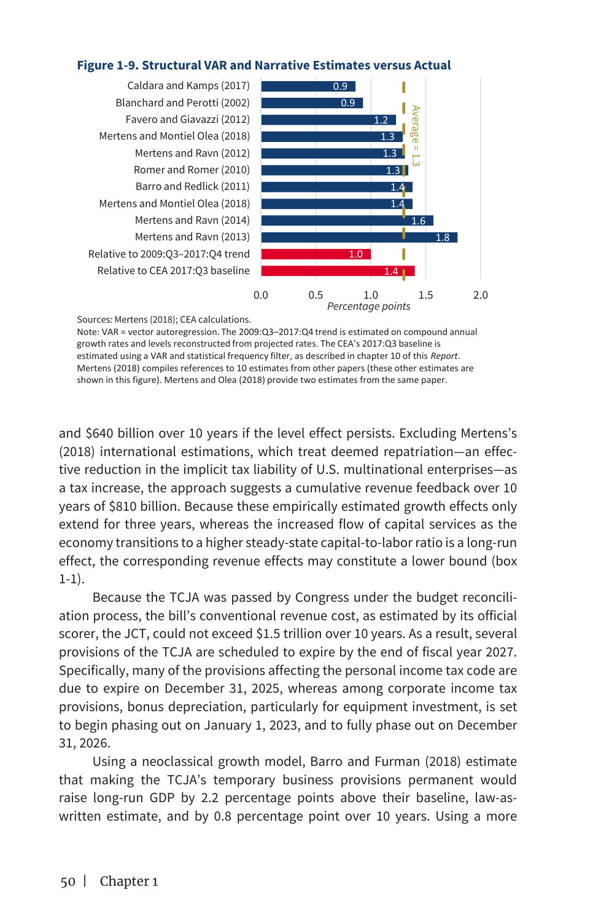**Figure 1-9. Structural VAR and Narrative Estimates versus Actual**

| Estimate | Percentage points |
|---|---|
| Caldara and Kamps (2017) | 0.9 |
| Blanchard and Perotti (2002) | 0.9 |
| Favero and Giavazzi (2012) | 1.2 |
| Mertens and Montiel Olea (2018) | 1.3 |
| Mertens and Ravn (2012) | 1.3 |
| Romer and Romer (2010) | 1.3 |
| Barro and Redlick (2011) | 1.4 |
| Mertens and Montiel Olea (2018) | 1.4 |
| Mertens and Ravn (2014) | 1.6 |
| Mertens and Ravn (2013) | 1.8 |
| Relative to 2009:Q3–2017:Q4 trend | 1.0 |
| Relative to CEA 2017:Q3 baseline | 1.4 |

Average = 1.3

Sources: Mertens (2018); CEA calculations.
Note: VAR = vector autoregression. The 2009:Q3–2017:Q4 trend is estimated on compound annual growth rates and levels reconstructed from projected rates. The CEA's 2017:Q3 baseline is estimated using a VAR and statistical frequency filter, as described in chapter 10 of this *Report*. Mertens (2018) compiles references to 10 estimates from other papers (these other estimates are shown in this figure). Mertens and Olea (2018) provide two estimates from the same paper.

and $640 billion over 10 years if the level effect persists. Excluding Mertens's (2018) international estimations, which treat deemed repatriation—an effective reduction in the implicit tax liability of U.S. multinational enterprises—as a tax increase, the approach suggests a cumulative revenue feedback over 10 years of $810 billion. Because these empirically estimated growth effects only extend for three years, whereas the increased flow of capital services as the economy transitions to a higher steady-state capital-to-labor ratio is a long-run effect, the corresponding revenue effects may constitute a lower bound (box 1-1).

Because the TCJA was passed by Congress under the budget reconciliation process, the bill's conventional revenue cost, as estimated by its official scorer, the JCT, could not exceed $1.5 trillion over 10 years. As a result, several provisions of the TCJA are scheduled to expire by the end of fiscal year 2027. Specifically, many of the provisions affecting the personal income tax code are due to expire on December 31, 2025, whereas among corporate income tax provisions, bonus depreciation, particularly for equipment investment, is set to begin phasing out on January 1, 2023, and to fully phase out on December 31, 2026.

Using a neoclassical growth model, Barro and Furman (2018) estimate that making the TCJA's temporary business provisions permanent would raise long-run GDP by 2.2 percentage points above their baseline, law-as-written estimate, and by 0.8 percentage point over 10 years. Using a more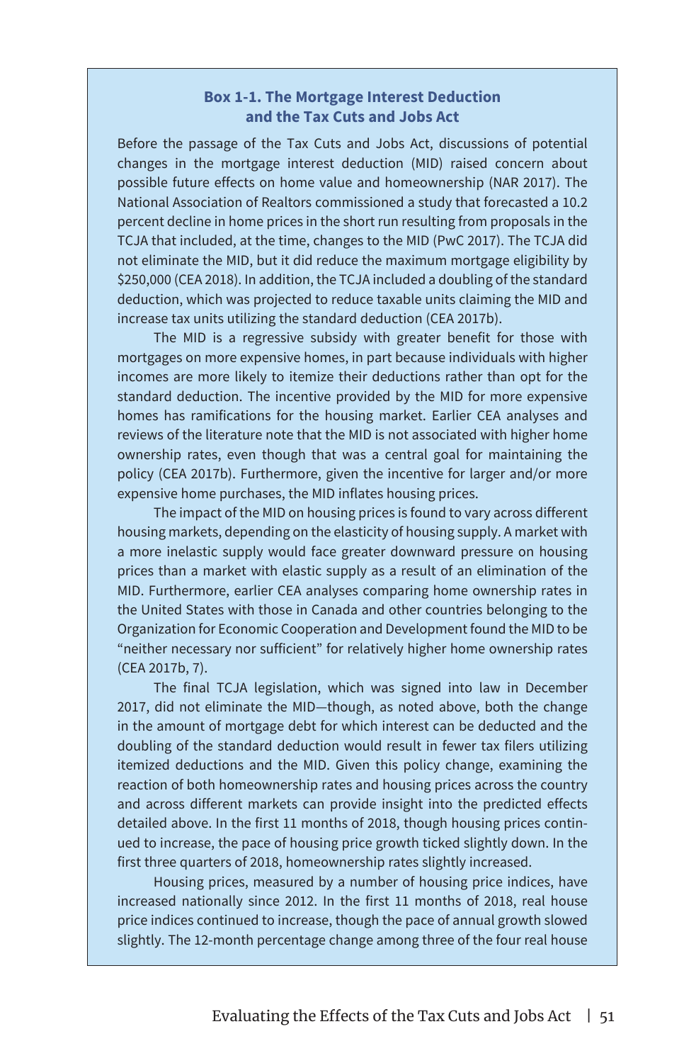### Box 1-1. The Mortgage Interest Deduction and the Tax Cuts and Jobs Act

Before the passage of the Tax Cuts and Jobs Act, discussions of potential changes in the mortgage interest deduction (MID) raised concern about possible future effects on home value and homeownership (NAR 2017). The National Association of Realtors commissioned a study that forecasted a 10.2 percent decline in home prices in the short run resulting from proposals in the TCJA that included, at the time, changes to the MID (PwC 2017). The TCJA did not eliminate the MID, but it did reduce the maximum mortgage eligibility by $250,000 (CEA 2018). In addition, the TCJA included a doubling of the standard deduction, which was projected to reduce taxable units claiming the MID and increase tax units utilizing the standard deduction (CEA 2017b).

The MID is a regressive subsidy with greater benefit for those with mortgages on more expensive homes, in part because individuals with higher incomes are more likely to itemize their deductions rather than opt for the standard deduction. The incentive provided by the MID for more expensive homes has ramifications for the housing market. Earlier CEA analyses and reviews of the literature note that the MID is not associated with higher home ownership rates, even though that was a central goal for maintaining the policy (CEA 2017b). Furthermore, given the incentive for larger and/or more expensive home purchases, the MID inflates housing prices.

The impact of the MID on housing prices is found to vary across different housing markets, depending on the elasticity of housing supply. A market with a more inelastic supply would face greater downward pressure on housing prices than a market with elastic supply as a result of an elimination of the MID. Furthermore, earlier CEA analyses comparing home ownership rates in the United States with those in Canada and other countries belonging to the Organization for Economic Cooperation and Development found the MID to be "neither necessary nor sufficient" for relatively higher home ownership rates (CEA 2017b, 7).

The final TCJA legislation, which was signed into law in December 2017, did not eliminate the MID—though, as noted above, both the change in the amount of mortgage debt for which interest can be deducted and the doubling of the standard deduction would result in fewer tax filers utilizing itemized deductions and the MID. Given this policy change, examining the reaction of both homeownership rates and housing prices across the country and across different markets can provide insight into the predicted effects detailed above. In the first 11 months of 2018, though housing prices continued to increase, the pace of housing price growth ticked slightly down. In the first three quarters of 2018, homeownership rates slightly increased.

Housing prices, measured by a number of housing price indices, have increased nationally since 2012. In the first 11 months of 2018, real house price indices continued to increase, though the pace of annual growth slowed slightly. The 12-month percentage change among three of the four real house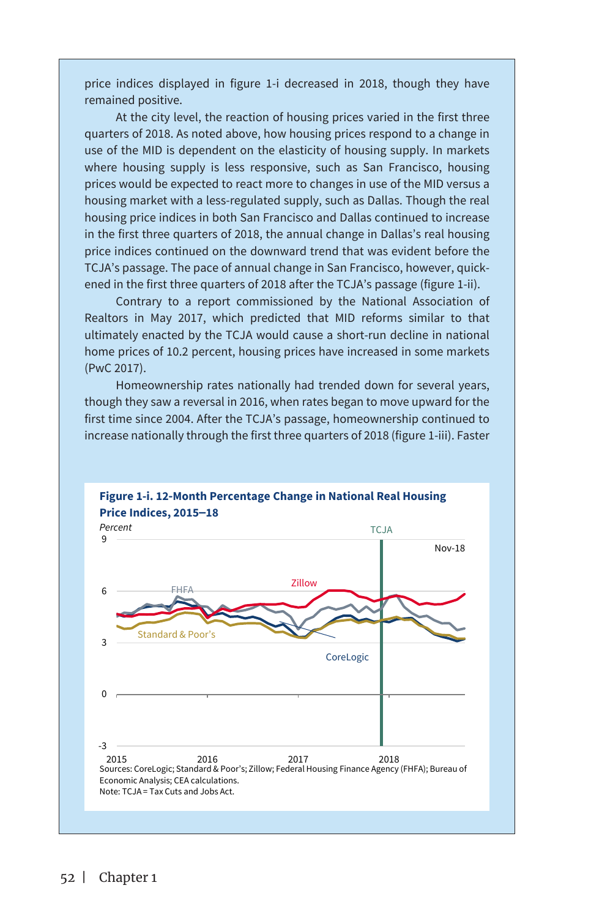price indices displayed in figure 1-i decreased in 2018, though they have remained positive.

At the city level, the reaction of housing prices varied in the first three quarters of 2018. As noted above, how housing prices respond to a change in use of the MID is dependent on the elasticity of housing supply. In markets where housing supply is less responsive, such as San Francisco, housing prices would be expected to react more to changes in use of the MID versus a housing market with a less-regulated supply, such as Dallas. Though the real housing price indices in both San Francisco and Dallas continued to increase in the first three quarters of 2018, the annual change in Dallas's real housing price indices continued on the downward trend that was evident before the TCJA's passage. The pace of annual change in San Francisco, however, quickened in the first three quarters of 2018 after the TCJA's passage (figure 1-ii).

Contrary to a report commissioned by the National Association of Realtors in May 2017, which predicted that MID reforms similar to that ultimately enacted by the TCJA would cause a short-run decline in national home prices of 10.2 percent, housing prices have increased in some markets (PwC 2017).

Homeownership rates nationally had trended down for several years, though they saw a reversal in 2016, when rates began to move upward for the first time since 2004. After the TCJA's passage, homeownership continued to increase nationally through the first three quarters of 2018 (figure 1-iii). Faster

**Figure 1-i. 12-Month Percentage Change in National Real Housing Price Indices, 2015–18**

Sources: CoreLogic; Standard & Poor's; Zillow; Federal Housing Finance Agency (FHFA); Bureau of Economic Analysis; CEA calculations.
Note: TCJA = Tax Cuts and Jobs Act.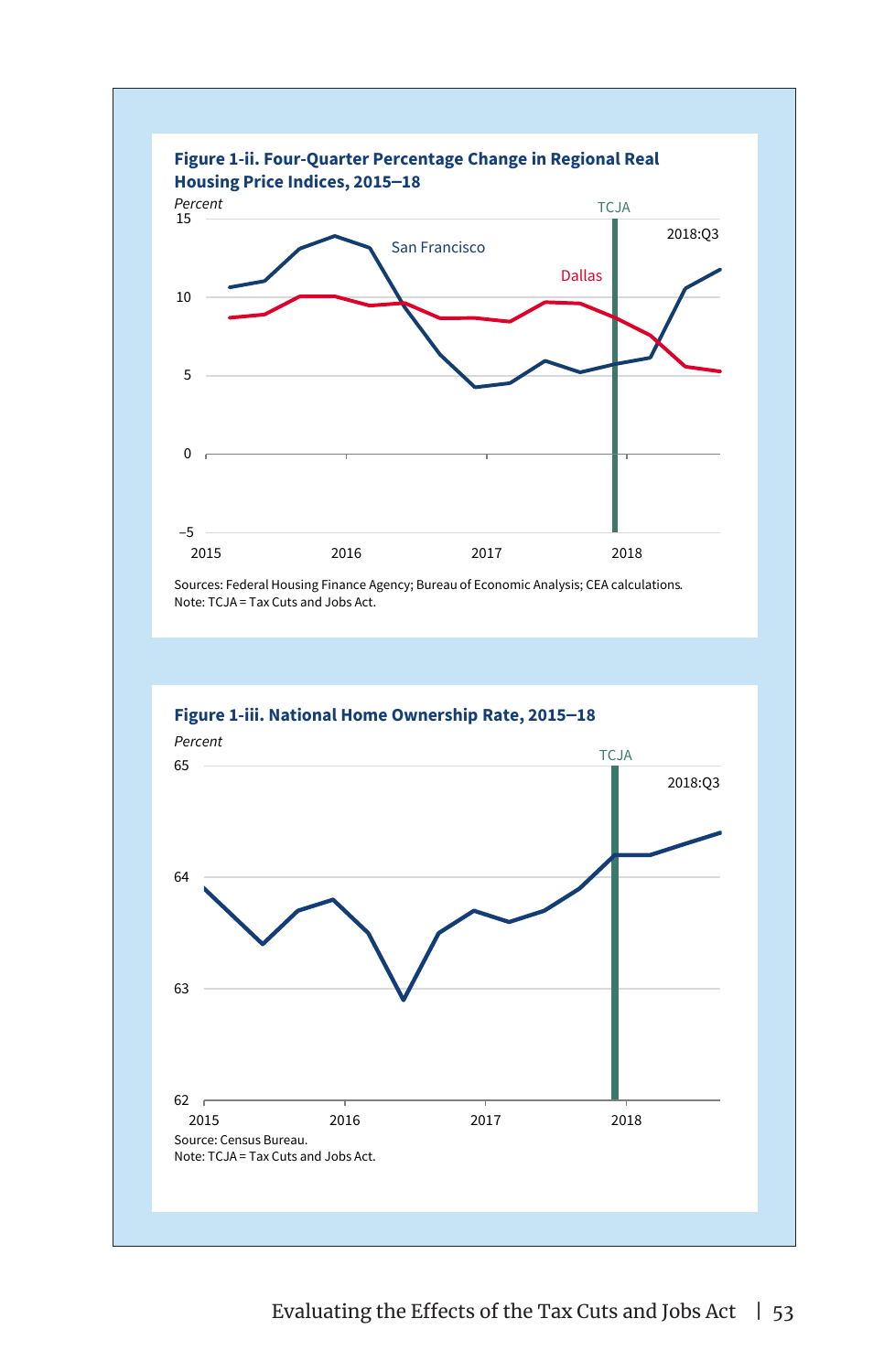**Figure 1-ii. Four-Quarter Percentage Change in Regional Real Housing Price Indices, 2015–18**

Sources: Federal Housing Finance Agency; Bureau of Economic Analysis; CEA calculations.
Note: TCJA = Tax Cuts and Jobs Act.

**Figure 1-iii. National Home Ownership Rate, 2015–18**

Source: Census Bureau.
Note: TCJA = Tax Cuts and Jobs Act.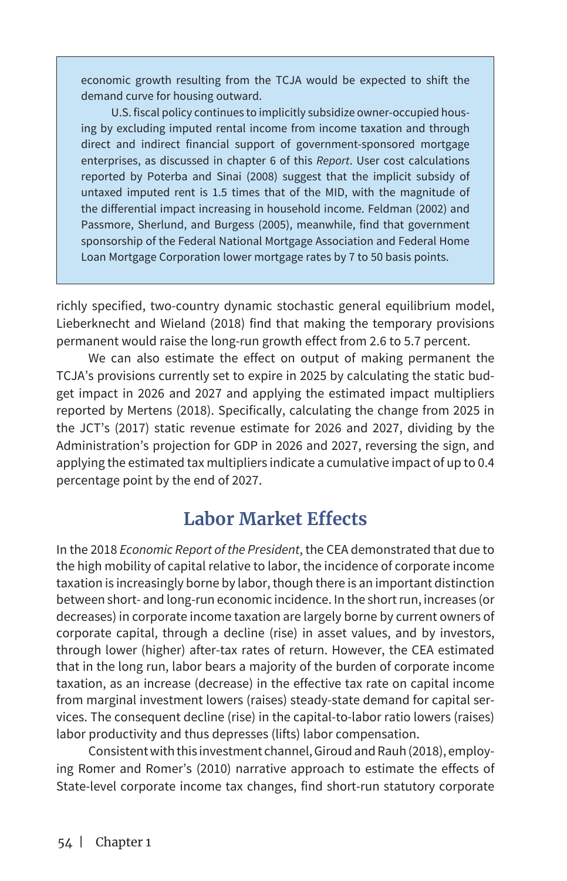economic growth resulting from the TCJA would be expected to shift the demand curve for housing outward.

U.S. fiscal policy continues to implicitly subsidize owner-occupied housing by excluding imputed rental income from income taxation and through direct and indirect financial support of government-sponsored mortgage enterprises, as discussed in chapter 6 of this *Report*. User cost calculations reported by Poterba and Sinai (2008) suggest that the implicit subsidy of untaxed imputed rent is 1.5 times that of the MID, with the magnitude of the differential impact increasing in household income. Feldman (2002) and Passmore, Sherlund, and Burgess (2005), meanwhile, find that government sponsorship of the Federal National Mortgage Association and Federal Home Loan Mortgage Corporation lower mortgage rates by 7 to 50 basis points.

richly specified, two-country dynamic stochastic general equilibrium model, Lieberknecht and Wieland (2018) find that making the temporary provisions permanent would raise the long-run growth effect from 2.6 to 5.7 percent.

We can also estimate the effect on output of making permanent the TCJA's provisions currently set to expire in 2025 by calculating the static budget impact in 2026 and 2027 and applying the estimated impact multipliers reported by Mertens (2018). Specifically, calculating the change from 2025 in the JCT's (2017) static revenue estimate for 2026 and 2027, dividing by the Administration's projection for GDP in 2026 and 2027, reversing the sign, and applying the estimated tax multipliers indicate a cumulative impact of up to 0.4 percentage point by the end of 2027.

## Labor Market Effects

In the 2018 *Economic Report of the President*, the CEA demonstrated that due to the high mobility of capital relative to labor, the incidence of corporate income taxation is increasingly borne by labor, though there is an important distinction between short- and long-run economic incidence. In the short run, increases (or decreases) in corporate income taxation are largely borne by current owners of corporate capital, through a decline (rise) in asset values, and by investors, through lower (higher) after-tax rates of return. However, the CEA estimated that in the long run, labor bears a majority of the burden of corporate income taxation, as an increase (decrease) in the effective tax rate on capital income from marginal investment lowers (raises) steady-state demand for capital services. The consequent decline (rise) in the capital-to-labor ratio lowers (raises) labor productivity and thus depresses (lifts) labor compensation.

Consistent with this investment channel, Giroud and Rauh (2018), employing Romer and Romer's (2010) narrative approach to estimate the effects of State-level corporate income tax changes, find short-run statutory corporate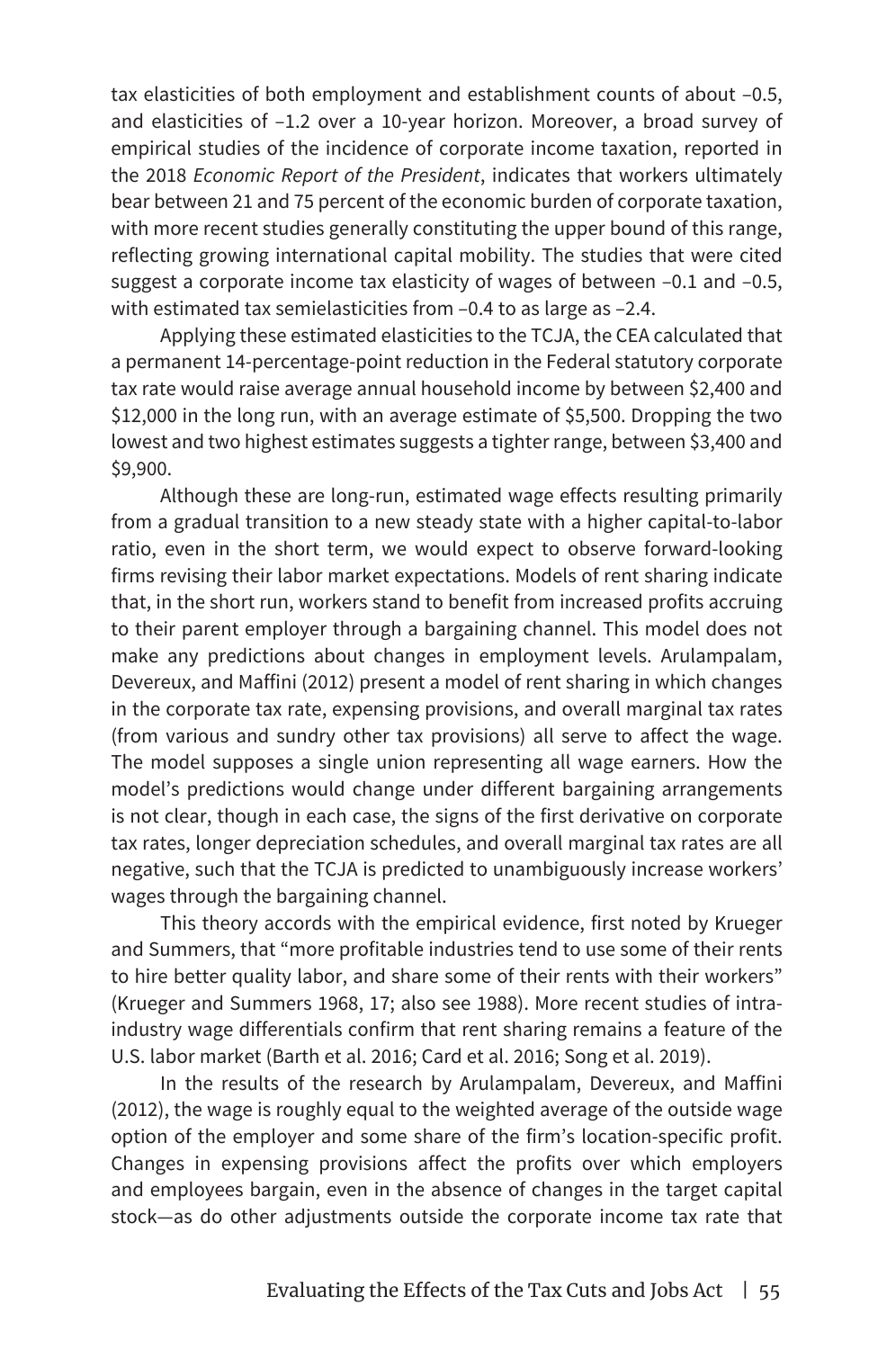tax elasticities of both employment and establishment counts of about –0.5, and elasticities of –1.2 over a 10-year horizon. Moreover, a broad survey of empirical studies of the incidence of corporate income taxation, reported in the 2018 *Economic Report of the President*, indicates that workers ultimately bear between 21 and 75 percent of the economic burden of corporate taxation, with more recent studies generally constituting the upper bound of this range, reflecting growing international capital mobility. The studies that were cited suggest a corporate income tax elasticity of wages of between –0.1 and –0.5, with estimated tax semielasticities from –0.4 to as large as –2.4.

Applying these estimated elasticities to the TCJA, the CEA calculated that a permanent 14-percentage-point reduction in the Federal statutory corporate tax rate would raise average annual household income by between $2,400 and $12,000 in the long run, with an average estimate of $5,500. Dropping the two lowest and two highest estimates suggests a tighter range, between $3,400 and $9,900.

Although these are long-run, estimated wage effects resulting primarily from a gradual transition to a new steady state with a higher capital-to-labor ratio, even in the short term, we would expect to observe forward-looking firms revising their labor market expectations. Models of rent sharing indicate that, in the short run, workers stand to benefit from increased profits accruing to their parent employer through a bargaining channel. This model does not make any predictions about changes in employment levels. Arulampalam, Devereux, and Maffini (2012) present a model of rent sharing in which changes in the corporate tax rate, expensing provisions, and overall marginal tax rates (from various and sundry other tax provisions) all serve to affect the wage. The model supposes a single union representing all wage earners. How the model's predictions would change under different bargaining arrangements is not clear, though in each case, the signs of the first derivative on corporate tax rates, longer depreciation schedules, and overall marginal tax rates are all negative, such that the TCJA is predicted to unambiguously increase workers' wages through the bargaining channel.

This theory accords with the empirical evidence, first noted by Krueger and Summers, that "more profitable industries tend to use some of their rents to hire better quality labor, and share some of their rents with their workers" (Krueger and Summers 1968, 17; also see 1988). More recent studies of intra-industry wage differentials confirm that rent sharing remains a feature of the U.S. labor market (Barth et al. 2016; Card et al. 2016; Song et al. 2019).

In the results of the research by Arulampalam, Devereux, and Maffini (2012), the wage is roughly equal to the weighted average of the outside wage option of the employer and some share of the firm's location-specific profit. Changes in expensing provisions affect the profits over which employers and employees bargain, even in the absence of changes in the target capital stock—as do other adjustments outside the corporate income tax rate that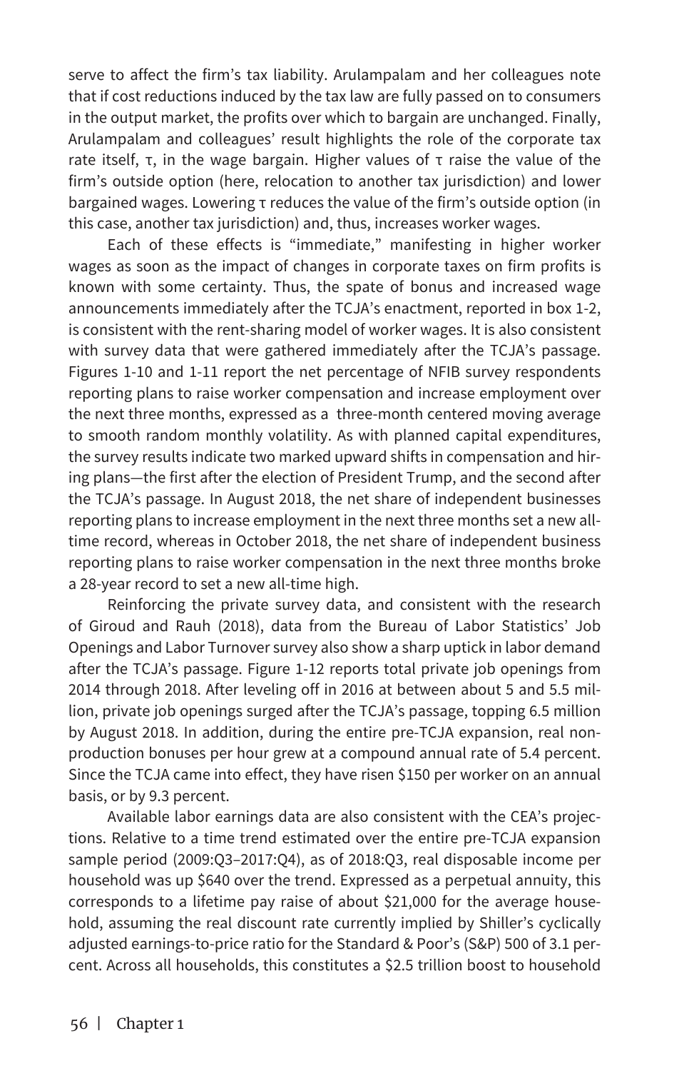serve to affect the firm's tax liability. Arulampalam and her colleagues note that if cost reductions induced by the tax law are fully passed on to consumers in the output market, the profits over which to bargain are unchanged. Finally, Arulampalam and colleagues' result highlights the role of the corporate tax rate itself, $\tau$, in the wage bargain. Higher values of $\tau$ raise the value of the firm's outside option (here, relocation to another tax jurisdiction) and lower bargained wages. Lowering $\tau$ reduces the value of the firm's outside option (in this case, another tax jurisdiction) and, thus, increases worker wages.

Each of these effects is "immediate," manifesting in higher worker wages as soon as the impact of changes in corporate taxes on firm profits is known with some certainty. Thus, the spate of bonus and increased wage announcements immediately after the TCJA's enactment, reported in box 1-2, is consistent with the rent-sharing model of worker wages. It is also consistent with survey data that were gathered immediately after the TCJA's passage. Figures 1-10 and 1-11 report the net percentage of NFIB survey respondents reporting plans to raise worker compensation and increase employment over the next three months, expressed as a three-month centered moving average to smooth random monthly volatility. As with planned capital expenditures, the survey results indicate two marked upward shifts in compensation and hiring plans—the first after the election of President Trump, and the second after the TCJA's passage. In August 2018, the net share of independent businesses reporting plans to increase employment in the next three months set a new all-time record, whereas in October 2018, the net share of independent business reporting plans to raise worker compensation in the next three months broke a 28-year record to set a new all-time high.

Reinforcing the private survey data, and consistent with the research of Giroud and Rauh (2018), data from the Bureau of Labor Statistics' Job Openings and Labor Turnover survey also show a sharp uptick in labor demand after the TCJA's passage. Figure 1-12 reports total private job openings from 2014 through 2018. After leveling off in 2016 at between about 5 and 5.5 million, private job openings surged after the TCJA's passage, topping 6.5 million by August 2018. In addition, during the entire pre-TCJA expansion, real nonproduction bonuses per hour grew at a compound annual rate of 5.4 percent. Since the TCJA came into effect, they have risen $150 per worker on an annual basis, or by 9.3 percent.

Available labor earnings data are also consistent with the CEA's projections. Relative to a time trend estimated over the entire pre-TCJA expansion sample period (2009:Q3–2017:Q4), as of 2018:Q3, real disposable income per household was up $640 over the trend. Expressed as a perpetual annuity, this corresponds to a lifetime pay raise of about $21,000 for the average household, assuming the real discount rate currently implied by Shiller's cyclically adjusted earnings-to-price ratio for the Standard & Poor's (S&P) 500 of 3.1 percent. Across all households, this constitutes a $2.5 trillion boost to household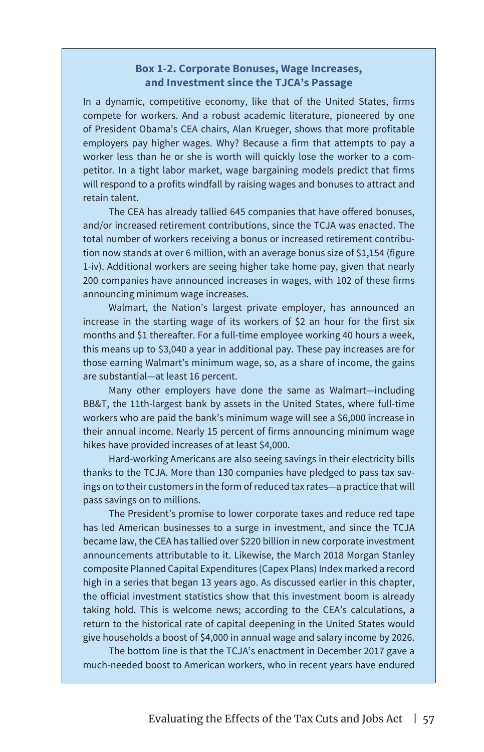### Box 1-2. Corporate Bonuses, Wage Increases, and Investment since the TJCA's Passage

In a dynamic, competitive economy, like that of the United States, firms compete for workers. And a robust academic literature, pioneered by one of President Obama's CEA chairs, Alan Krueger, shows that more profitable employers pay higher wages. Why? Because a firm that attempts to pay a worker less than he or she is worth will quickly lose the worker to a competitor. In a tight labor market, wage bargaining models predict that firms will respond to a profits windfall by raising wages and bonuses to attract and retain talent.

The CEA has already tallied 645 companies that have offered bonuses, and/or increased retirement contributions, since the TCJA was enacted. The total number of workers receiving a bonus or increased retirement contribution now stands at over 6 million, with an average bonus size of $1,154 (figure 1-iv). Additional workers are seeing higher take home pay, given that nearly 200 companies have announced increases in wages, with 102 of these firms announcing minimum wage increases.

Walmart, the Nation's largest private employer, has announced an increase in the starting wage of its workers of $2 an hour for the first six months and $1 thereafter. For a full-time employee working 40 hours a week, this means up to $3,040 a year in additional pay. These pay increases are for those earning Walmart's minimum wage, so, as a share of income, the gains are substantial—at least 16 percent.

Many other employers have done the same as Walmart—including BB&T, the 11th-largest bank by assets in the United States, where full-time workers who are paid the bank's minimum wage will see a $6,000 increase in their annual income. Nearly 15 percent of firms announcing minimum wage hikes have provided increases of at least $4,000.

Hard-working Americans are also seeing savings in their electricity bills thanks to the TCJA. More than 130 companies have pledged to pass tax savings on to their customers in the form of reduced tax rates—a practice that will pass savings on to millions.

The President's promise to lower corporate taxes and reduce red tape has led American businesses to a surge in investment, and since the TCJA became law, the CEA has tallied over $220 billion in new corporate investment announcements attributable to it. Likewise, the March 2018 Morgan Stanley composite Planned Capital Expenditures (Capex Plans) Index marked a record high in a series that began 13 years ago. As discussed earlier in this chapter, the official investment statistics show that this investment boom is already taking hold. This is welcome news; according to the CEA's calculations, a return to the historical rate of capital deepening in the United States would give households a boost of $4,000 in annual wage and salary income by 2026.

The bottom line is that the TCJA's enactment in December 2017 gave a much-needed boost to American workers, who in recent years have endured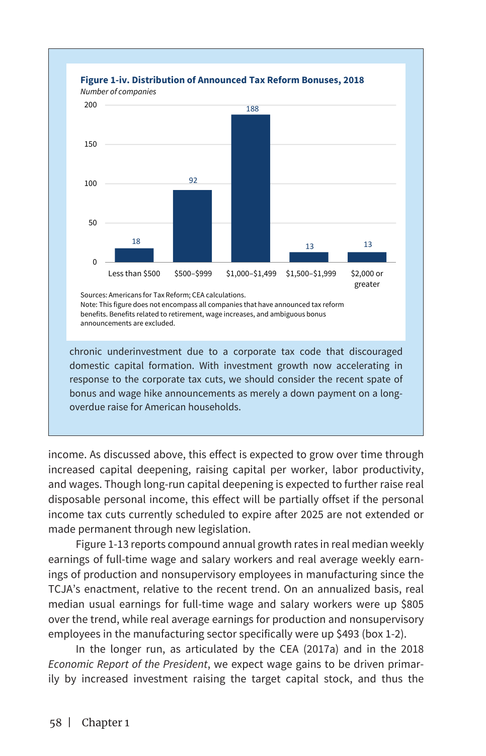**Figure 1-iv. Distribution of Announced Tax Reform Bonuses, 2018**

*Number of companies*

| Bonus | Number of companies |
| --- | --- |
| Less than $500 | 18 |
| $500–$999 | 92 |
| $1,000–$1,499 | 188 |
| $1,500–$1,999 | 13 |
| $2,000 or greater | 13 |

Sources: Americans for Tax Reform; CEA calculations.
Note: This figure does not encompass all companies that have announced tax reform benefits. Benefits related to retirement, wage increases, and ambiguous bonus announcements are excluded.

chronic underinvestment due to a corporate tax code that discouraged domestic capital formation. With investment growth now accelerating in response to the corporate tax cuts, we should consider the recent spate of bonus and wage hike announcements as merely a down payment on a long-overdue raise for American households.

income. As discussed above, this effect is expected to grow over time through increased capital deepening, raising capital per worker, labor productivity, and wages. Though long-run capital deepening is expected to further raise real disposable personal income, this effect will be partially offset if the personal income tax cuts currently scheduled to expire after 2025 are not extended or made permanent through new legislation.

Figure 1-13 reports compound annual growth rates in real median weekly earnings of full-time wage and salary workers and real average weekly earnings of production and nonsupervisory employees in manufacturing since the TCJA's enactment, relative to the recent trend. On an annualized basis, real median usual earnings for full-time wage and salary workers were up $805 over the trend, while real average earnings for production and nonsupervisory employees in the manufacturing sector specifically were up $493 (box 1-2).

In the longer run, as articulated by the CEA (2017a) and in the 2018 *Economic Report of the President*, we expect wage gains to be driven primarily by increased investment raising the target capital stock, and thus the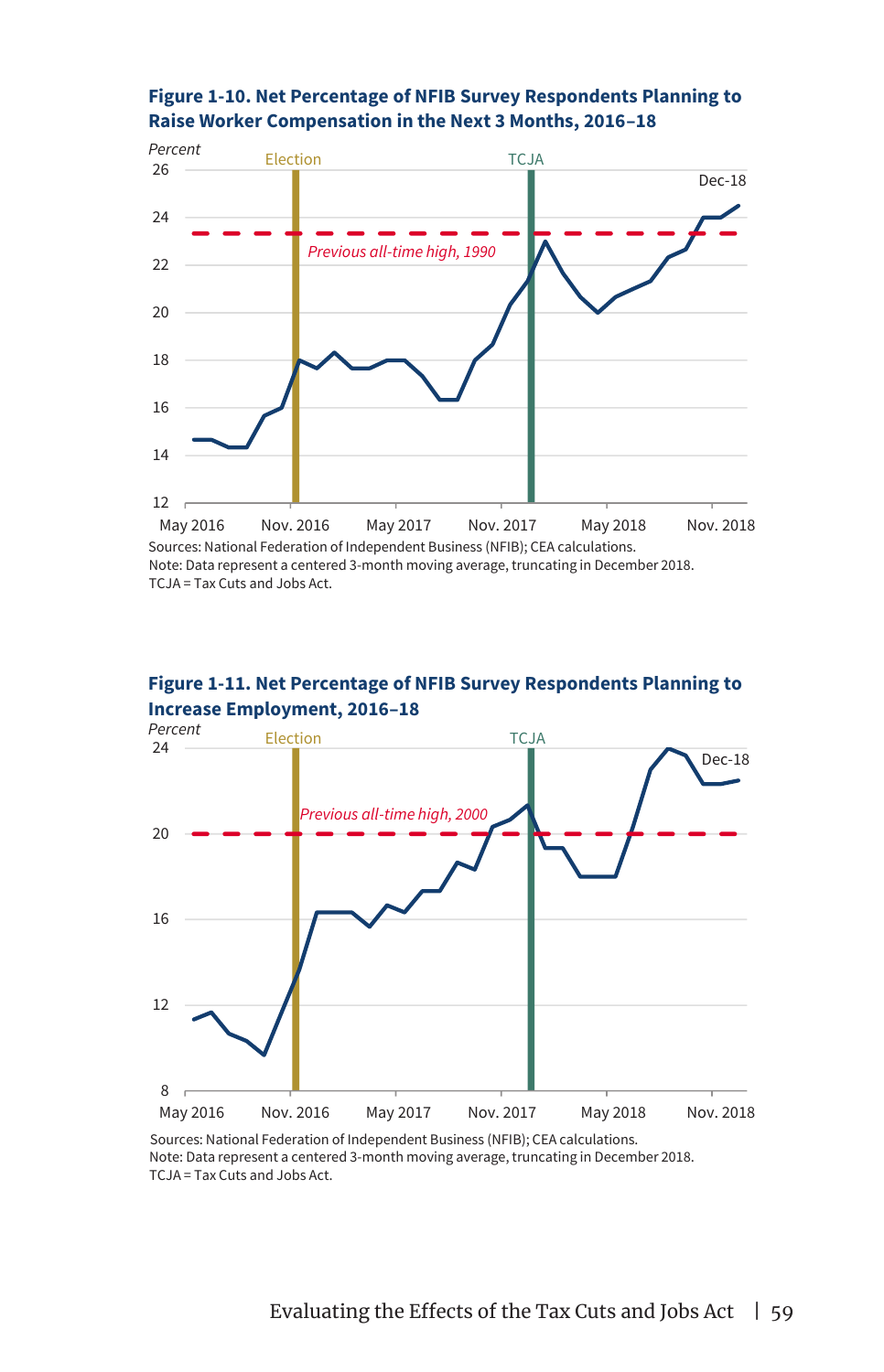**Figure 1-10. Net Percentage of NFIB Survey Respondents Planning to Raise Worker Compensation in the Next 3 Months, 2016–18**

Sources: National Federation of Independent Business (NFIB); CEA calculations.
Note: Data represent a centered 3-month moving average, truncating in December 2018.
TCJA = Tax Cuts and Jobs Act.

**Figure 1-11. Net Percentage of NFIB Survey Respondents Planning to Increase Employment, 2016–18**

Sources: National Federation of Independent Business (NFIB); CEA calculations.
Note: Data represent a centered 3-month moving average, truncating in December 2018.
TCJA = Tax Cuts and Jobs Act.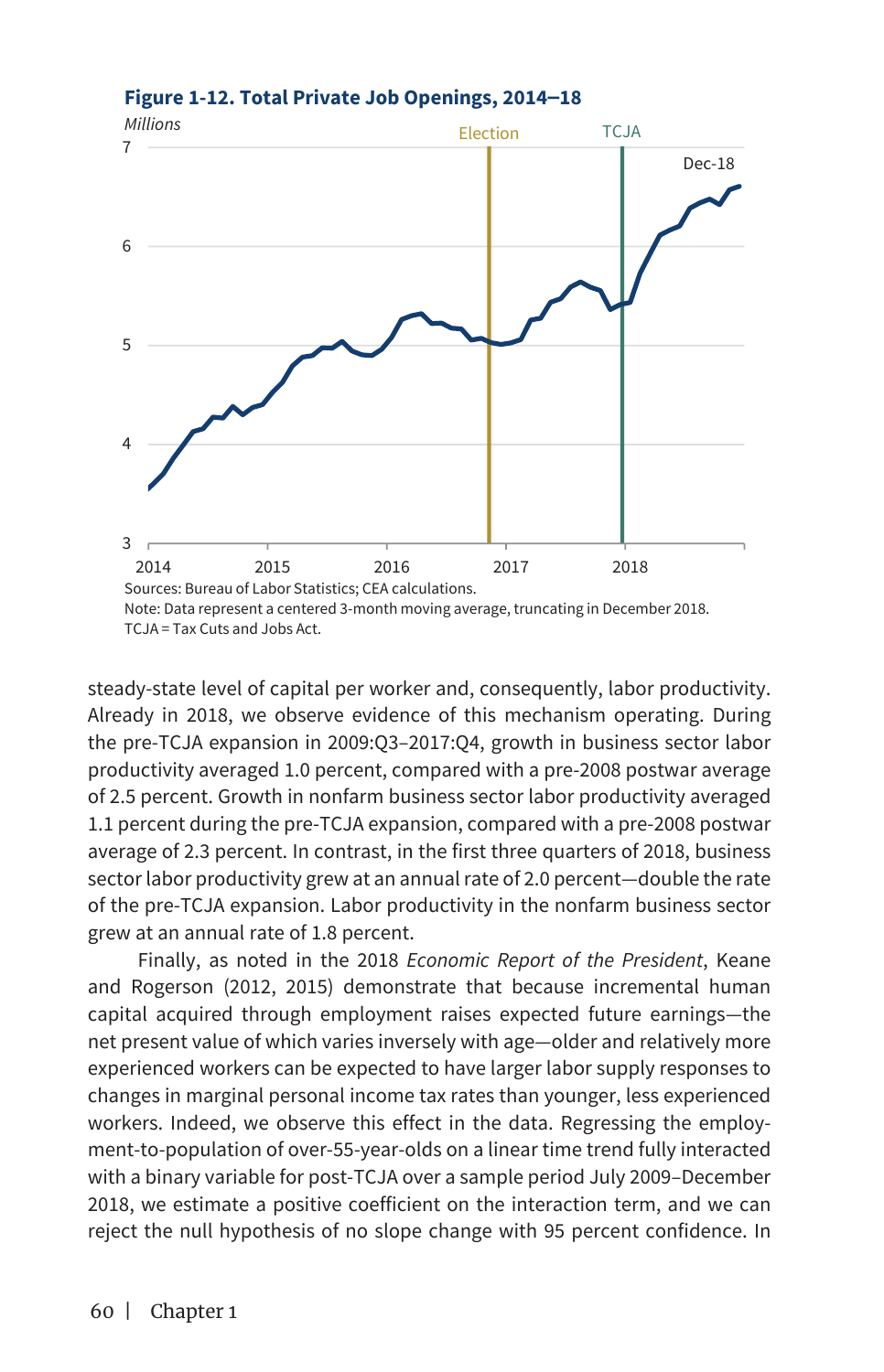**Figure 1-12. Total Private Job Openings, 2014–18**

Sources: Bureau of Labor Statistics; CEA calculations.
Note: Data represent a centered 3-month moving average, truncating in December 2018.
TCJA = Tax Cuts and Jobs Act.

steady-state level of capital per worker and, consequently, labor productivity. Already in 2018, we observe evidence of this mechanism operating. During the pre-TCJA expansion in 2009:Q3–2017:Q4, growth in business sector labor productivity averaged 1.0 percent, compared with a pre-2008 postwar average of 2.5 percent. Growth in nonfarm business sector labor productivity averaged 1.1 percent during the pre-TCJA expansion, compared with a pre-2008 postwar average of 2.3 percent. In contrast, in the first three quarters of 2018, business sector labor productivity grew at an annual rate of 2.0 percent—double the rate of the pre-TCJA expansion. Labor productivity in the nonfarm business sector grew at an annual rate of 1.8 percent.

Finally, as noted in the 2018 *Economic Report of the President*, Keane and Rogerson (2012, 2015) demonstrate that because incremental human capital acquired through employment raises expected future earnings—the net present value of which varies inversely with age—older and relatively more experienced workers can be expected to have larger labor supply responses to changes in marginal personal income tax rates than younger, less experienced workers. Indeed, we observe this effect in the data. Regressing the employment-to-population of over-55-year-olds on a linear time trend fully interacted with a binary variable for post-TCJA over a sample period July 2009–December 2018, we estimate a positive coefficient on the interaction term, and we can reject the null hypothesis of no slope change with 95 percent confidence. In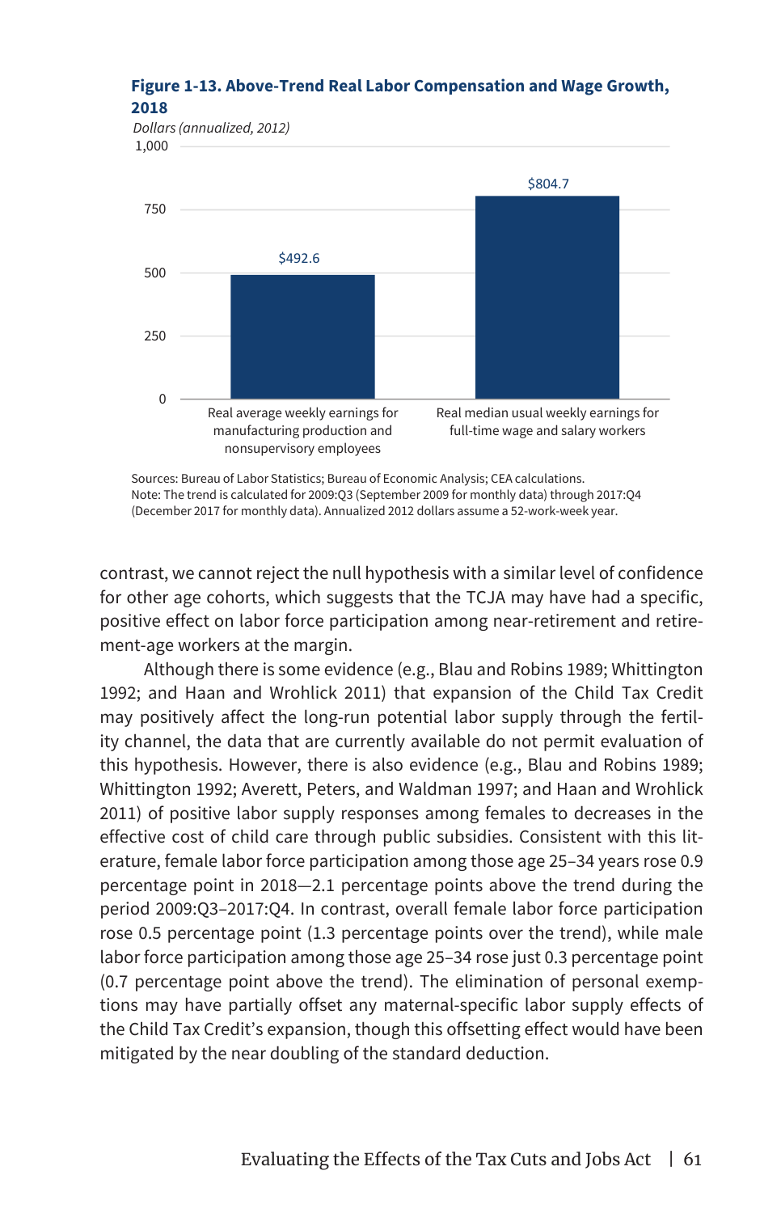**Figure 1-13. Above-Trend Real Labor Compensation and Wage Growth, 2018**

*Dollars (annualized, 2012)*

| | Real average weekly earnings for manufacturing production and nonsupervisory employees | Real median usual weekly earnings for full-time wage and salary workers |
|---|---|---|
| Dollars (annualized, 2012) | $492.6 | $804.7 |

Sources: Bureau of Labor Statistics; Bureau of Economic Analysis; CEA calculations.
Note: The trend is calculated for 2009:Q3 (September 2009 for monthly data) through 2017:Q4 (December 2017 for monthly data). Annualized 2012 dollars assume a 52-work-week year.

contrast, we cannot reject the null hypothesis with a similar level of confidence for other age cohorts, which suggests that the TCJA may have had a specific, positive effect on labor force participation among near-retirement and retirement-age workers at the margin.

Although there is some evidence (e.g., Blau and Robins 1989; Whittington 1992; and Haan and Wrohlick 2011) that expansion of the Child Tax Credit may positively affect the long-run potential labor supply through the fertility channel, the data that are currently available do not permit evaluation of this hypothesis. However, there is also evidence (e.g., Blau and Robins 1989; Whittington 1992; Averett, Peters, and Waldman 1997; and Haan and Wrohlick 2011) of positive labor supply responses among females to decreases in the effective cost of child care through public subsidies. Consistent with this literature, female labor force participation among those age 25–34 years rose 0.9 percentage point in 2018—2.1 percentage points above the trend during the period 2009:Q3–2017:Q4. In contrast, overall female labor force participation rose 0.5 percentage point (1.3 percentage points over the trend), while male labor force participation among those age 25–34 rose just 0.3 percentage point (0.7 percentage point above the trend). The elimination of personal exemptions may have partially offset any maternal-specific labor supply effects of the Child Tax Credit's expansion, though this offsetting effect would have been mitigated by the near doubling of the standard deduction.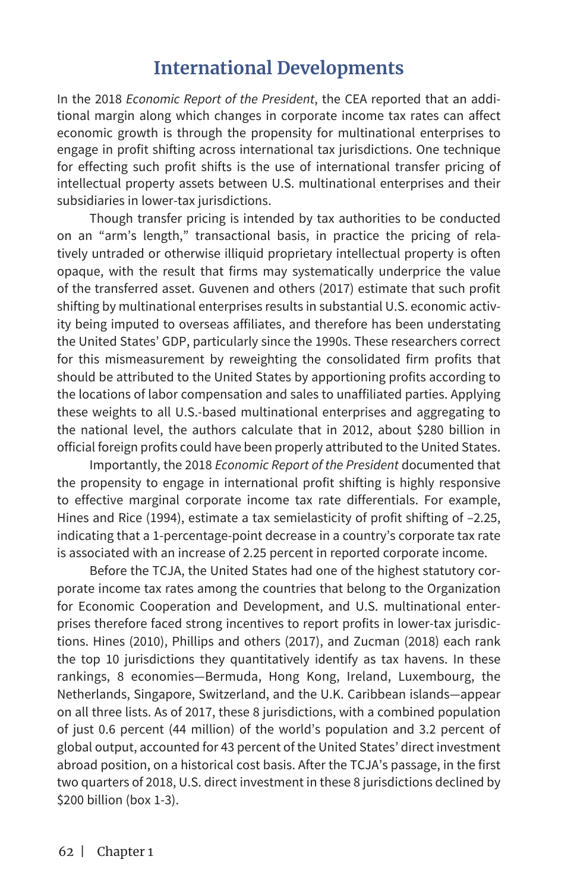## International Developments

In the 2018 *Economic Report of the President*, the CEA reported that an additional margin along which changes in corporate income tax rates can affect economic growth is through the propensity for multinational enterprises to engage in profit shifting across international tax jurisdictions. One technique for effecting such profit shifts is the use of international transfer pricing of intellectual property assets between U.S. multinational enterprises and their subsidiaries in lower-tax jurisdictions.

Though transfer pricing is intended by tax authorities to be conducted on an "arm's length," transactional basis, in practice the pricing of relatively untraded or otherwise illiquid proprietary intellectual property is often opaque, with the result that firms may systematically underprice the value of the transferred asset. Guvenen and others (2017) estimate that such profit shifting by multinational enterprises results in substantial U.S. economic activity being imputed to overseas affiliates, and therefore has been understating the United States' GDP, particularly since the 1990s. These researchers correct for this mismeasurement by reweighting the consolidated firm profits that should be attributed to the United States by apportioning profits according to the locations of labor compensation and sales to unaffiliated parties. Applying these weights to all U.S.-based multinational enterprises and aggregating to the national level, the authors calculate that in 2012, about $280 billion in official foreign profits could have been properly attributed to the United States.

Importantly, the 2018 *Economic Report of the President* documented that the propensity to engage in international profit shifting is highly responsive to effective marginal corporate income tax rate differentials. For example, Hines and Rice (1994), estimate a tax semielasticity of profit shifting of –2.25, indicating that a 1-percentage-point decrease in a country's corporate tax rate is associated with an increase of 2.25 percent in reported corporate income.

Before the TCJA, the United States had one of the highest statutory corporate income tax rates among the countries that belong to the Organization for Economic Cooperation and Development, and U.S. multinational enterprises therefore faced strong incentives to report profits in lower-tax jurisdictions. Hines (2010), Phillips and others (2017), and Zucman (2018) each rank the top 10 jurisdictions they quantitatively identify as tax havens. In these rankings, 8 economies—Bermuda, Hong Kong, Ireland, Luxembourg, the Netherlands, Singapore, Switzerland, and the U.K. Caribbean islands—appear on all three lists. As of 2017, these 8 jurisdictions, with a combined population of just 0.6 percent (44 million) of the world's population and 3.2 percent of global output, accounted for 43 percent of the United States' direct investment abroad position, on a historical cost basis. After the TCJA's passage, in the first two quarters of 2018, U.S. direct investment in these 8 jurisdictions declined by $200 billion (box 1-3).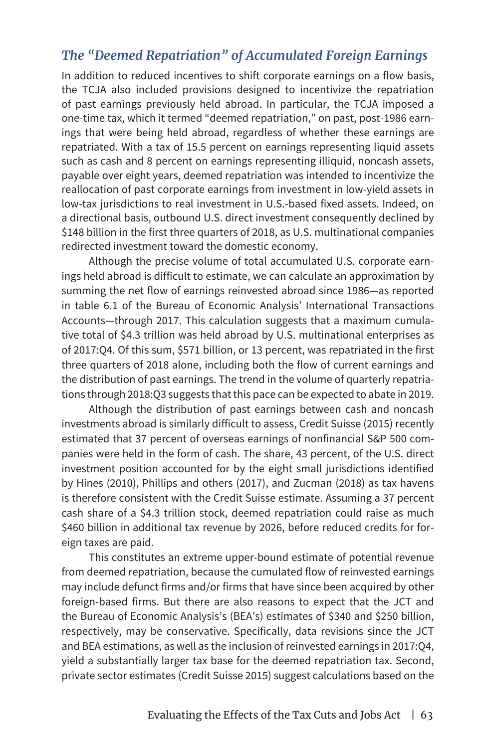## *The "Deemed Repatriation" of Accumulated Foreign Earnings*

In addition to reduced incentives to shift corporate earnings on a flow basis, the TCJA also included provisions designed to incentivize the repatriation of past earnings previously held abroad. In particular, the TCJA imposed a one-time tax, which it termed "deemed repatriation," on past, post-1986 earnings that were being held abroad, regardless of whether these earnings are repatriated. With a tax of 15.5 percent on earnings representing liquid assets such as cash and 8 percent on earnings representing illiquid, noncash assets, payable over eight years, deemed repatriation was intended to incentivize the reallocation of past corporate earnings from investment in low-yield assets in low-tax jurisdictions to real investment in U.S.-based fixed assets. Indeed, on a directional basis, outbound U.S. direct investment consequently declined by $148 billion in the first three quarters of 2018, as U.S. multinational companies redirected investment toward the domestic economy.

Although the precise volume of total accumulated U.S. corporate earnings held abroad is difficult to estimate, we can calculate an approximation by summing the net flow of earnings reinvested abroad since 1986—as reported in table 6.1 of the Bureau of Economic Analysis' International Transactions Accounts—through 2017. This calculation suggests that a maximum cumulative total of $4.3 trillion was held abroad by U.S. multinational enterprises as of 2017:Q4. Of this sum, $571 billion, or 13 percent, was repatriated in the first three quarters of 2018 alone, including both the flow of current earnings and the distribution of past earnings. The trend in the volume of quarterly repatriations through 2018:Q3 suggests that this pace can be expected to abate in 2019.

Although the distribution of past earnings between cash and noncash investments abroad is similarly difficult to assess, Credit Suisse (2015) recently estimated that 37 percent of overseas earnings of nonfinancial S&P 500 companies were held in the form of cash. The share, 43 percent, of the U.S. direct investment position accounted for by the eight small jurisdictions identified by Hines (2010), Phillips and others (2017), and Zucman (2018) as tax havens is therefore consistent with the Credit Suisse estimate. Assuming a 37 percent cash share of a $4.3 trillion stock, deemed repatriation could raise as much $460 billion in additional tax revenue by 2026, before reduced credits for foreign taxes are paid.

This constitutes an extreme upper-bound estimate of potential revenue from deemed repatriation, because the cumulated flow of reinvested earnings may include defunct firms and/or firms that have since been acquired by other foreign-based firms. But there are also reasons to expect that the JCT and the Bureau of Economic Analysis's (BEA's) estimates of $340 and $250 billion, respectively, may be conservative. Specifically, data revisions since the JCT and BEA estimations, as well as the inclusion of reinvested earnings in 2017:Q4, yield a substantially larger tax base for the deemed repatriation tax. Second, private sector estimates (Credit Suisse 2015) suggest calculations based on the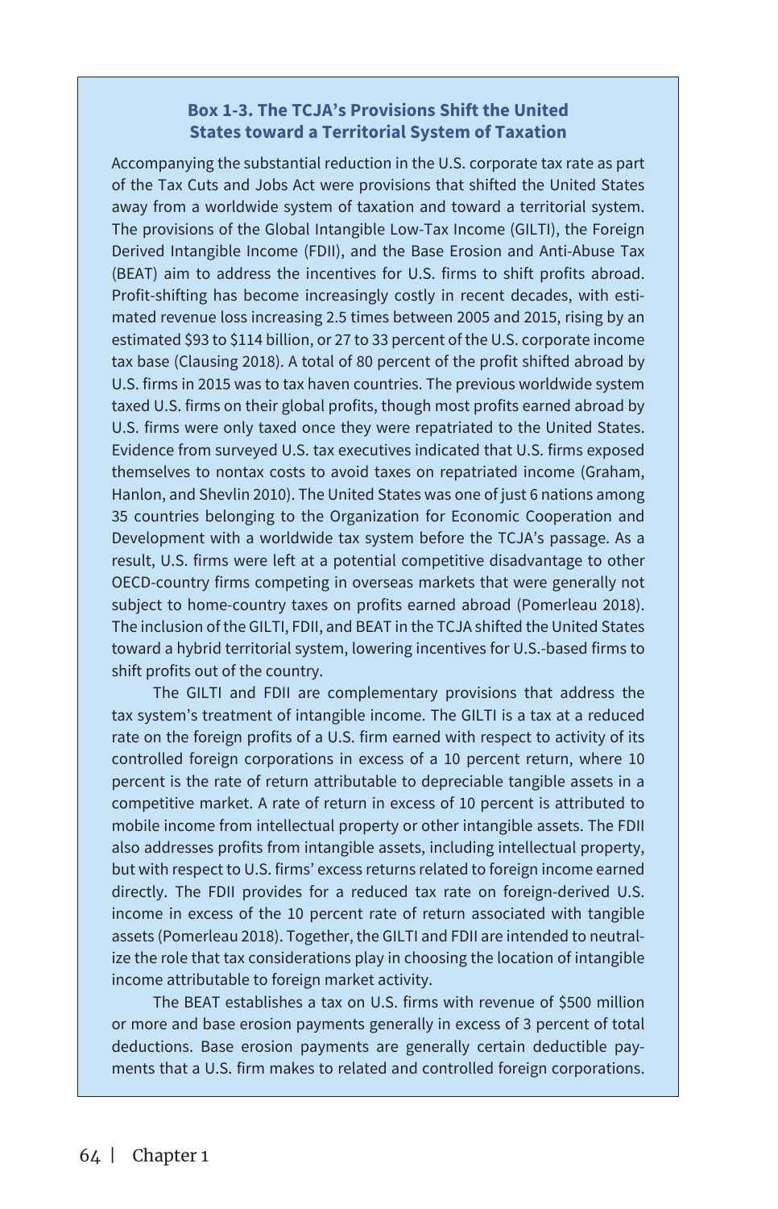### Box 1-3. The TCJA's Provisions Shift the United States toward a Territorial System of Taxation

Accompanying the substantial reduction in the U.S. corporate tax rate as part of the Tax Cuts and Jobs Act were provisions that shifted the United States away from a worldwide system of taxation and toward a territorial system. The provisions of the Global Intangible Low-Tax Income (GILTI), the Foreign Derived Intangible Income (FDII), and the Base Erosion and Anti-Abuse Tax (BEAT) aim to address the incentives for U.S. firms to shift profits abroad. Profit-shifting has become increasingly costly in recent decades, with estimated revenue loss increasing 2.5 times between 2005 and 2015, rising by an estimated $93 to $114 billion, or 27 to 33 percent of the U.S. corporate income tax base (Clausing 2018). A total of 80 percent of the profit shifted abroad by U.S. firms in 2015 was to tax haven countries. The previous worldwide system taxed U.S. firms on their global profits, though most profits earned abroad by U.S. firms were only taxed once they were repatriated to the United States. Evidence from surveyed U.S. tax executives indicated that U.S. firms exposed themselves to nontax costs to avoid taxes on repatriated income (Graham, Hanlon, and Shevlin 2010). The United States was one of just 6 nations among 35 countries belonging to the Organization for Economic Cooperation and Development with a worldwide tax system before the TCJA's passage. As a result, U.S. firms were left at a potential competitive disadvantage to other OECD-country firms competing in overseas markets that were generally not subject to home-country taxes on profits earned abroad (Pomerleau 2018). The inclusion of the GILTI, FDII, and BEAT in the TCJA shifted the United States toward a hybrid territorial system, lowering incentives for U.S.-based firms to shift profits out of the country.

The GILTI and FDII are complementary provisions that address the tax system's treatment of intangible income. The GILTI is a tax at a reduced rate on the foreign profits of a U.S. firm earned with respect to activity of its controlled foreign corporations in excess of a 10 percent return, where 10 percent is the rate of return attributable to depreciable tangible assets in a competitive market. A rate of return in excess of 10 percent is attributed to mobile income from intellectual property or other intangible assets. The FDII also addresses profits from intangible assets, including intellectual property, but with respect to U.S. firms' excess returns related to foreign income earned directly. The FDII provides for a reduced tax rate on foreign-derived U.S. income in excess of the 10 percent rate of return associated with tangible assets (Pomerleau 2018). Together, the GILTI and FDII are intended to neutralize the role that tax considerations play in choosing the location of intangible income attributable to foreign market activity.

The BEAT establishes a tax on U.S. firms with revenue of $500 million or more and base erosion payments generally in excess of 3 percent of total deductions. Base erosion payments are generally certain deductible payments that a U.S. firm makes to related and controlled foreign corporations.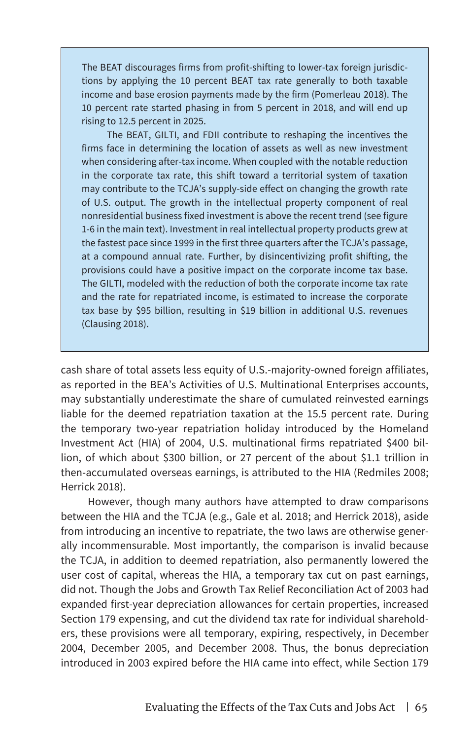> The BEAT discourages firms from profit-shifting to lower-tax foreign jurisdictions by applying the 10 percent BEAT tax rate generally to both taxable income and base erosion payments made by the firm (Pomerleau 2018). The 10 percent rate started phasing in from 5 percent in 2018, and will end up rising to 12.5 percent in 2025.
>
> The BEAT, GILTI, and FDII contribute to reshaping the incentives the firms face in determining the location of assets as well as new investment when considering after-tax income. When coupled with the notable reduction in the corporate tax rate, this shift toward a territorial system of taxation may contribute to the TCJA's supply-side effect on changing the growth rate of U.S. output. The growth in the intellectual property component of real nonresidential business fixed investment is above the recent trend (see figure 1-6 in the main text). Investment in real intellectual property products grew at the fastest pace since 1999 in the first three quarters after the TCJA's passage, at a compound annual rate. Further, by disincentivizing profit shifting, the provisions could have a positive impact on the corporate income tax base. The GILTI, modeled with the reduction of both the corporate income tax rate and the rate for repatriated income, is estimated to increase the corporate tax base by $95 billion, resulting in $19 billion in additional U.S. revenues (Clausing 2018).

cash share of total assets less equity of U.S.-majority-owned foreign affiliates, as reported in the BEA's Activities of U.S. Multinational Enterprises accounts, may substantially underestimate the share of cumulated reinvested earnings liable for the deemed repatriation taxation at the 15.5 percent rate. During the temporary two-year repatriation holiday introduced by the Homeland Investment Act (HIA) of 2004, U.S. multinational firms repatriated $400 billion, of which about $300 billion, or 27 percent of the about $1.1 trillion in then-accumulated overseas earnings, is attributed to the HIA (Redmiles 2008; Herrick 2018).

However, though many authors have attempted to draw comparisons between the HIA and the TCJA (e.g., Gale et al. 2018; and Herrick 2018), aside from introducing an incentive to repatriate, the two laws are otherwise generally incommensurable. Most importantly, the comparison is invalid because the TCJA, in addition to deemed repatriation, also permanently lowered the user cost of capital, whereas the HIA, a temporary tax cut on past earnings, did not. Though the Jobs and Growth Tax Relief Reconciliation Act of 2003 had expanded first-year depreciation allowances for certain properties, increased Section 179 expensing, and cut the dividend tax rate for individual shareholders, these provisions were all temporary, expiring, respectively, in December 2004, December 2005, and December 2008. Thus, the bonus depreciation introduced in 2003 expired before the HIA came into effect, while Section 179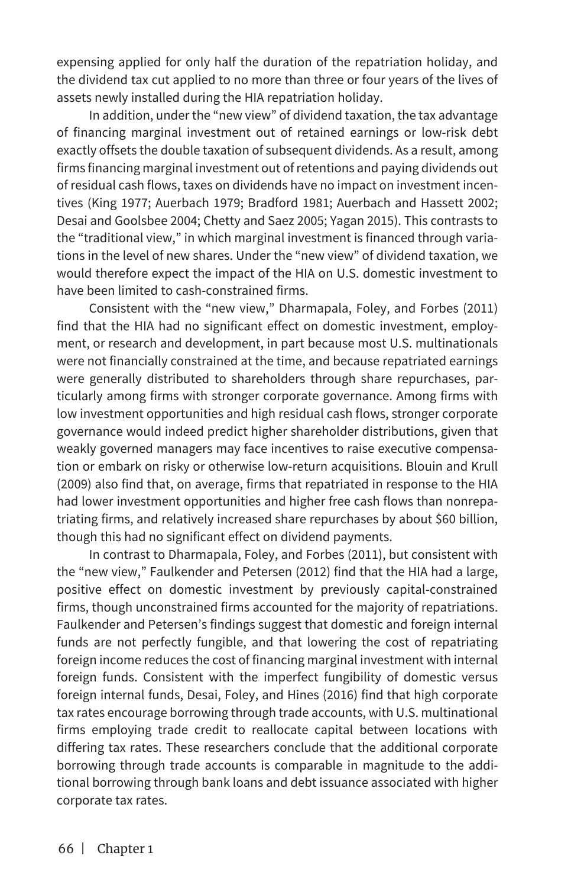expensing applied for only half the duration of the repatriation holiday, and the dividend tax cut applied to no more than three or four years of the lives of assets newly installed during the HIA repatriation holiday.

In addition, under the "new view" of dividend taxation, the tax advantage of financing marginal investment out of retained earnings or low-risk debt exactly offsets the double taxation of subsequent dividends. As a result, among firms financing marginal investment out of retentions and paying dividends out of residual cash flows, taxes on dividends have no impact on investment incentives (King 1977; Auerbach 1979; Bradford 1981; Auerbach and Hassett 2002; Desai and Goolsbee 2004; Chetty and Saez 2005; Yagan 2015). This contrasts to the "traditional view," in which marginal investment is financed through variations in the level of new shares. Under the "new view" of dividend taxation, we would therefore expect the impact of the HIA on U.S. domestic investment to have been limited to cash-constrained firms.

Consistent with the "new view," Dharmapala, Foley, and Forbes (2011) find that the HIA had no significant effect on domestic investment, employment, or research and development, in part because most U.S. multinationals were not financially constrained at the time, and because repatriated earnings were generally distributed to shareholders through share repurchases, particularly among firms with stronger corporate governance. Among firms with low investment opportunities and high residual cash flows, stronger corporate governance would indeed predict higher shareholder distributions, given that weakly governed managers may face incentives to raise executive compensation or embark on risky or otherwise low-return acquisitions. Blouin and Krull (2009) also find that, on average, firms that repatriated in response to the HIA had lower investment opportunities and higher free cash flows than nonrepatriating firms, and relatively increased share repurchases by about \$60 billion, though this had no significant effect on dividend payments.

In contrast to Dharmapala, Foley, and Forbes (2011), but consistent with the "new view," Faulkender and Petersen (2012) find that the HIA had a large, positive effect on domestic investment by previously capital-constrained firms, though unconstrained firms accounted for the majority of repatriations. Faulkender and Petersen's findings suggest that domestic and foreign internal funds are not perfectly fungible, and that lowering the cost of repatriating foreign income reduces the cost of financing marginal investment with internal foreign funds. Consistent with the imperfect fungibility of domestic versus foreign internal funds, Desai, Foley, and Hines (2016) find that high corporate tax rates encourage borrowing through trade accounts, with U.S. multinational firms employing trade credit to reallocate capital between locations with differing tax rates. These researchers conclude that the additional corporate borrowing through trade accounts is comparable in magnitude to the additional borrowing through bank loans and debt issuance associated with higher corporate tax rates.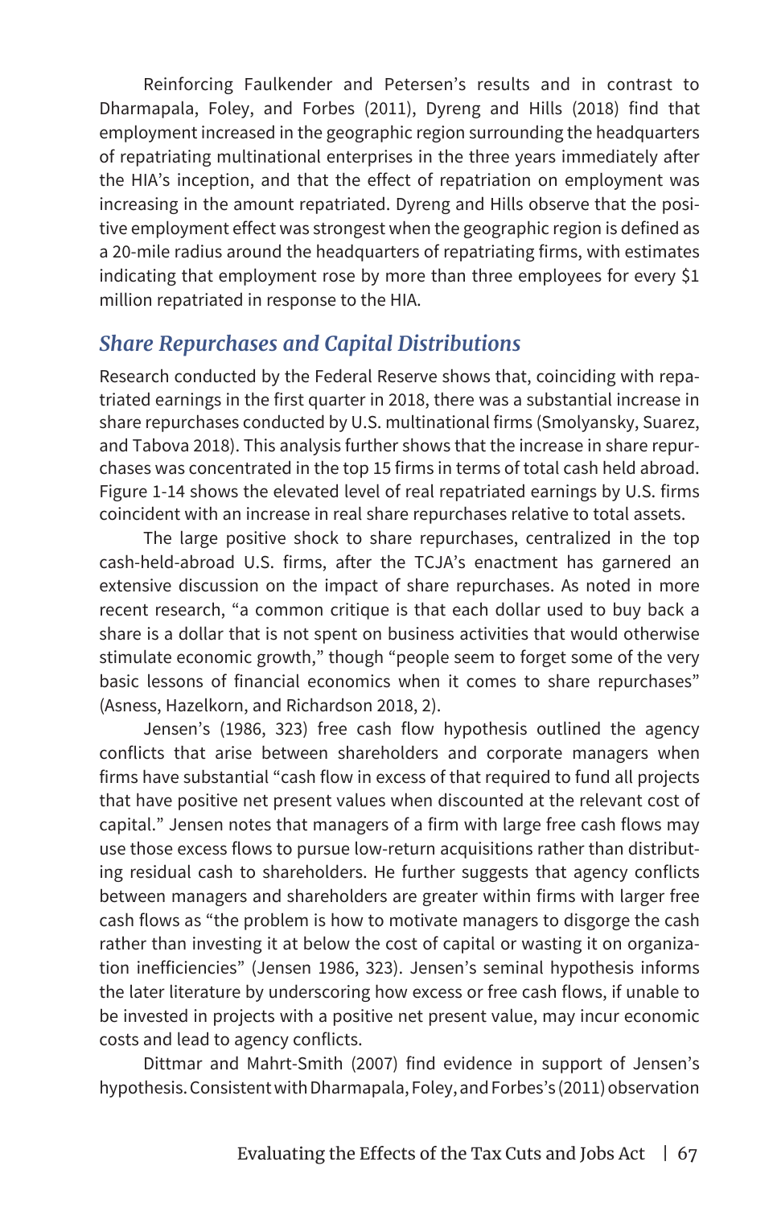Reinforcing Faulkender and Petersen's results and in contrast to Dharmapala, Foley, and Forbes (2011), Dyreng and Hills (2018) find that employment increased in the geographic region surrounding the headquarters of repatriating multinational enterprises in the three years immediately after the HIA's inception, and that the effect of repatriation on employment was increasing in the amount repatriated. Dyreng and Hills observe that the positive employment effect was strongest when the geographic region is defined as a 20-mile radius around the headquarters of repatriating firms, with estimates indicating that employment rose by more than three employees for every $1 million repatriated in response to the HIA.

### *Share Repurchases and Capital Distributions*

Research conducted by the Federal Reserve shows that, coinciding with repatriated earnings in the first quarter in 2018, there was a substantial increase in share repurchases conducted by U.S. multinational firms (Smolyansky, Suarez, and Tabova 2018). This analysis further shows that the increase in share repurchases was concentrated in the top 15 firms in terms of total cash held abroad. Figure 1-14 shows the elevated level of real repatriated earnings by U.S. firms coincident with an increase in real share repurchases relative to total assets.

The large positive shock to share repurchases, centralized in the top cash-held-abroad U.S. firms, after the TCJA's enactment has garnered an extensive discussion on the impact of share repurchases. As noted in more recent research, "a common critique is that each dollar used to buy back a share is a dollar that is not spent on business activities that would otherwise stimulate economic growth," though "people seem to forget some of the very basic lessons of financial economics when it comes to share repurchases" (Asness, Hazelkorn, and Richardson 2018, 2).

Jensen's (1986, 323) free cash flow hypothesis outlined the agency conflicts that arise between shareholders and corporate managers when firms have substantial "cash flow in excess of that required to fund all projects that have positive net present values when discounted at the relevant cost of capital." Jensen notes that managers of a firm with large free cash flows may use those excess flows to pursue low-return acquisitions rather than distributing residual cash to shareholders. He further suggests that agency conflicts between managers and shareholders are greater within firms with larger free cash flows as "the problem is how to motivate managers to disgorge the cash rather than investing it at below the cost of capital or wasting it on organization inefficiencies" (Jensen 1986, 323). Jensen's seminal hypothesis informs the later literature by underscoring how excess or free cash flows, if unable to be invested in projects with a positive net present value, may incur economic costs and lead to agency conflicts.

Dittmar and Mahrt-Smith (2007) find evidence in support of Jensen's hypothesis. Consistent with Dharmapala, Foley, and Forbes's (2011) observation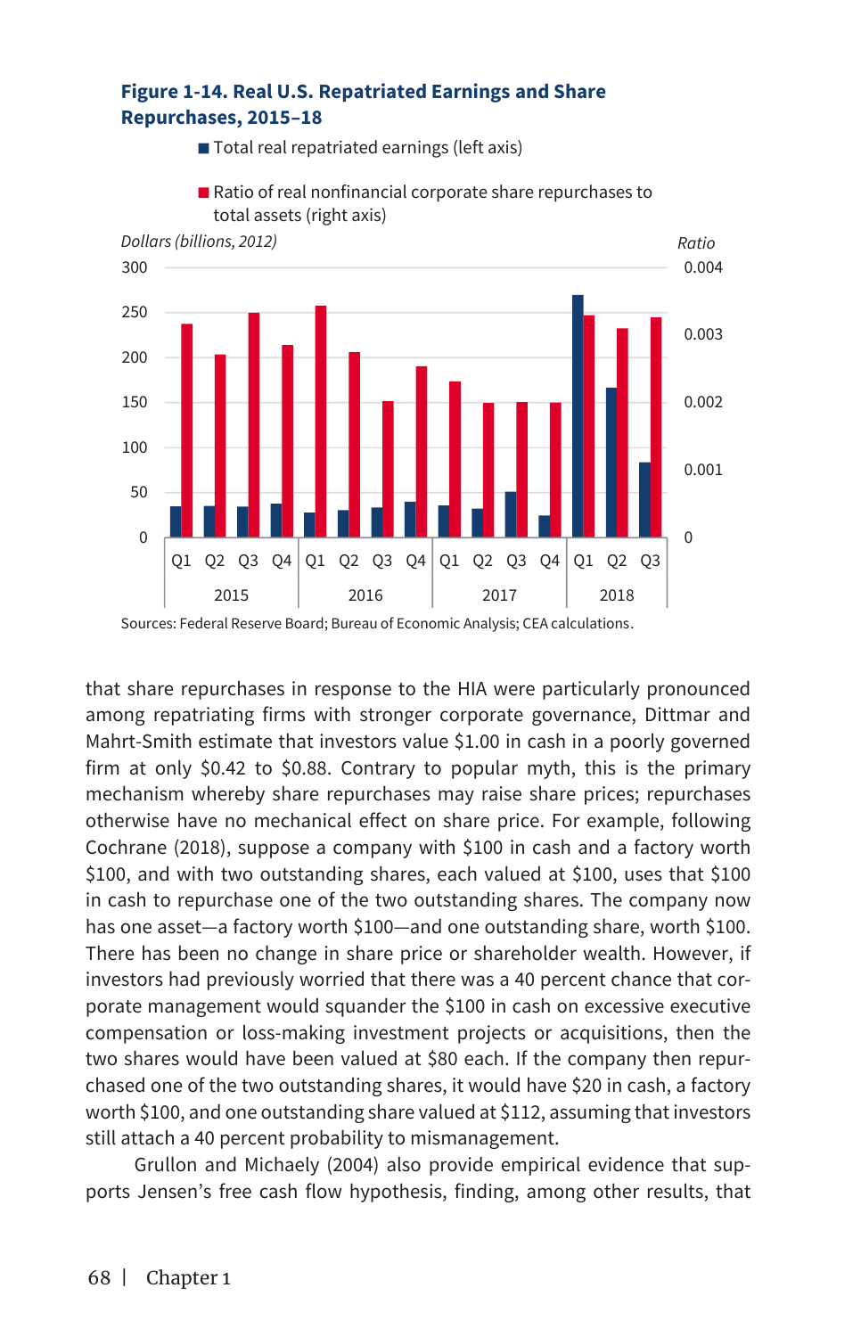**Figure 1-14. Real U.S. Repatriated Earnings and Share Repurchases, 2015–18**

■ Total real repatriated earnings (left axis)

■ Ratio of real nonfinancial corporate share repurchases to total assets (right axis)

Sources: Federal Reserve Board; Bureau of Economic Analysis; CEA calculations.

that share repurchases in response to the HIA were particularly pronounced among repatriating firms with stronger corporate governance, Dittmar and Mahrt-Smith estimate that investors value $1.00 in cash in a poorly governed firm at only $0.42 to $0.88. Contrary to popular myth, this is the primary mechanism whereby share repurchases may raise share prices; repurchases otherwise have no mechanical effect on share price. For example, following Cochrane (2018), suppose a company with $100 in cash and a factory worth $100, and with two outstanding shares, each valued at $100, uses that $100 in cash to repurchase one of the two outstanding shares. The company now has one asset—a factory worth $100—and one outstanding share, worth $100. There has been no change in share price or shareholder wealth. However, if investors had previously worried that there was a 40 percent chance that corporate management would squander the $100 in cash on excessive executive compensation or loss-making investment projects or acquisitions, then the two shares would have been valued at $80 each. If the company then repurchased one of the two outstanding shares, it would have $20 in cash, a factory worth $100, and one outstanding share valued at $112, assuming that investors still attach a 40 percent probability to mismanagement.

Grullon and Michaely (2004) also provide empirical evidence that supports Jensen's free cash flow hypothesis, finding, among other results, that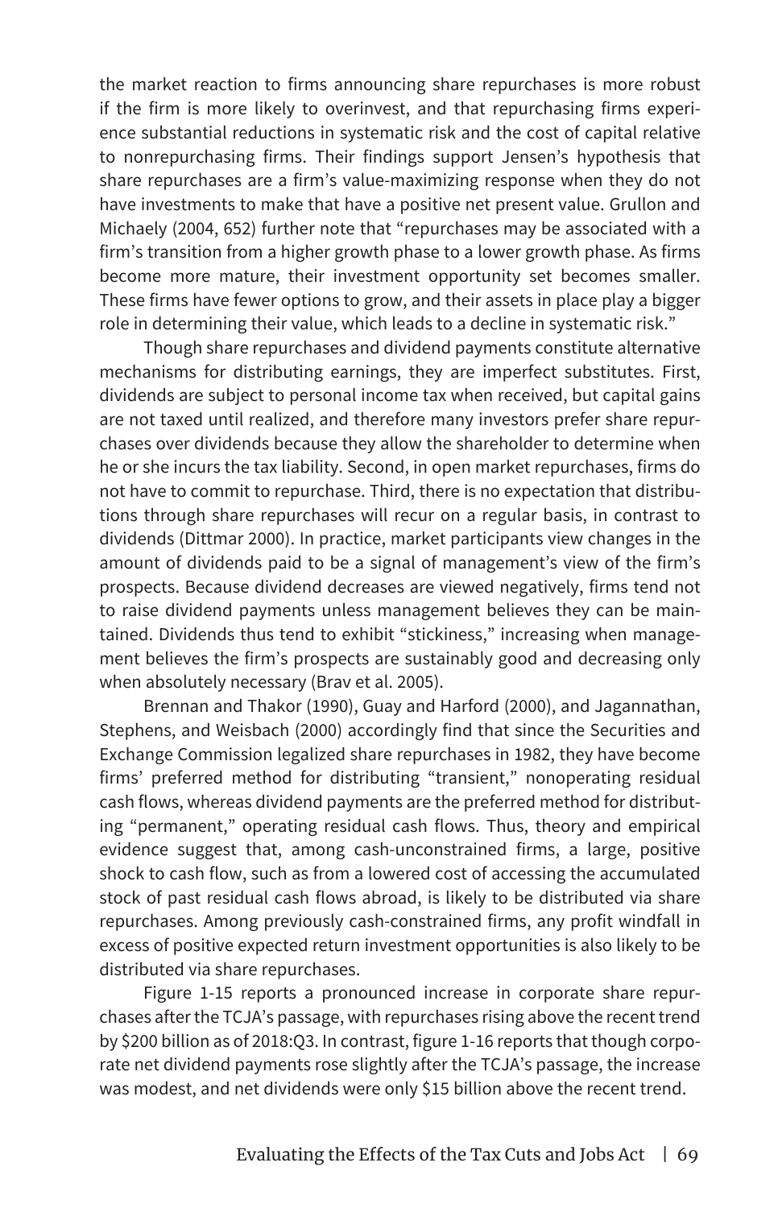the market reaction to firms announcing share repurchases is more robust if the firm is more likely to overinvest, and that repurchasing firms experience substantial reductions in systematic risk and the cost of capital relative to nonrepurchasing firms. Their findings support Jensen's hypothesis that share repurchases are a firm's value-maximizing response when they do not have investments to make that have a positive net present value. Grullon and Michaely (2004, 652) further note that "repurchases may be associated with a firm's transition from a higher growth phase to a lower growth phase. As firms become more mature, their investment opportunity set becomes smaller. These firms have fewer options to grow, and their assets in place play a bigger role in determining their value, which leads to a decline in systematic risk."

Though share repurchases and dividend payments constitute alternative mechanisms for distributing earnings, they are imperfect substitutes. First, dividends are subject to personal income tax when received, but capital gains are not taxed until realized, and therefore many investors prefer share repurchases over dividends because they allow the shareholder to determine when he or she incurs the tax liability. Second, in open market repurchases, firms do not have to commit to repurchase. Third, there is no expectation that distributions through share repurchases will recur on a regular basis, in contrast to dividends (Dittmar 2000). In practice, market participants view changes in the amount of dividends paid to be a signal of management's view of the firm's prospects. Because dividend decreases are viewed negatively, firms tend not to raise dividend payments unless management believes they can be maintained. Dividends thus tend to exhibit "stickiness," increasing when management believes the firm's prospects are sustainably good and decreasing only when absolutely necessary (Brav et al. 2005).

Brennan and Thakor (1990), Guay and Harford (2000), and Jagannathan, Stephens, and Weisbach (2000) accordingly find that since the Securities and Exchange Commission legalized share repurchases in 1982, they have become firms' preferred method for distributing "transient," nonoperating residual cash flows, whereas dividend payments are the preferred method for distributing "permanent," operating residual cash flows. Thus, theory and empirical evidence suggest that, among cash-unconstrained firms, a large, positive shock to cash flow, such as from a lowered cost of accessing the accumulated stock of past residual cash flows abroad, is likely to be distributed via share repurchases. Among previously cash-constrained firms, any profit windfall in excess of positive expected return investment opportunities is also likely to be distributed via share repurchases.

Figure 1-15 reports a pronounced increase in corporate share repurchases after the TCJA's passage, with repurchases rising above the recent trend by $200 billion as of 2018:Q3. In contrast, figure 1-16 reports that though corporate net dividend payments rose slightly after the TCJA's passage, the increase was modest, and net dividends were only $15 billion above the recent trend.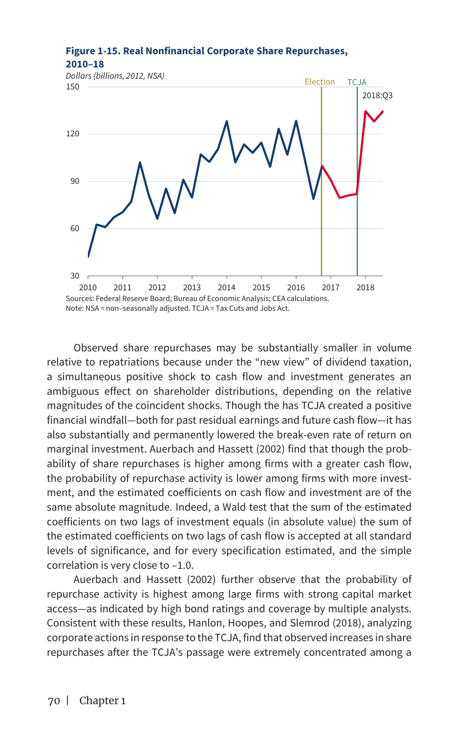**Figure 1-15. Real Nonfinancial Corporate Share Repurchases, 2010–18**

*Dollars (billions, 2012, NSA)*

Sources: Federal Reserve Board; Bureau of Economic Analysis; CEA calculations.
Note: NSA = non-seasonally adjusted. TCJA = Tax Cuts and Jobs Act.

Observed share repurchases may be substantially smaller in volume relative to repatriations because under the "new view" of dividend taxation, a simultaneous positive shock to cash flow and investment generates an ambiguous effect on shareholder distributions, depending on the relative magnitudes of the coincident shocks. Though the has TCJA created a positive financial windfall—both for past residual earnings and future cash flow—it has also substantially and permanently lowered the break-even rate of return on marginal investment. Auerbach and Hassett (2002) find that though the probability of share repurchases is higher among firms with a greater cash flow, the probability of repurchase activity is lower among firms with more investment, and the estimated coefficients on cash flow and investment are of the same absolute magnitude. Indeed, a Wald test that the sum of the estimated coefficients on two lags of investment equals (in absolute value) the sum of the estimated coefficients on two lags of cash flow is accepted at all standard levels of significance, and for every specification estimated, and the simple correlation is very close to –1.0.

Auerbach and Hassett (2002) further observe that the probability of repurchase activity is highest among large firms with strong capital market access—as indicated by high bond ratings and coverage by multiple analysts. Consistent with these results, Hanlon, Hoopes, and Slemrod (2018), analyzing corporate actions in response to the TCJA, find that observed increases in share repurchases after the TCJA's passage were extremely concentrated among a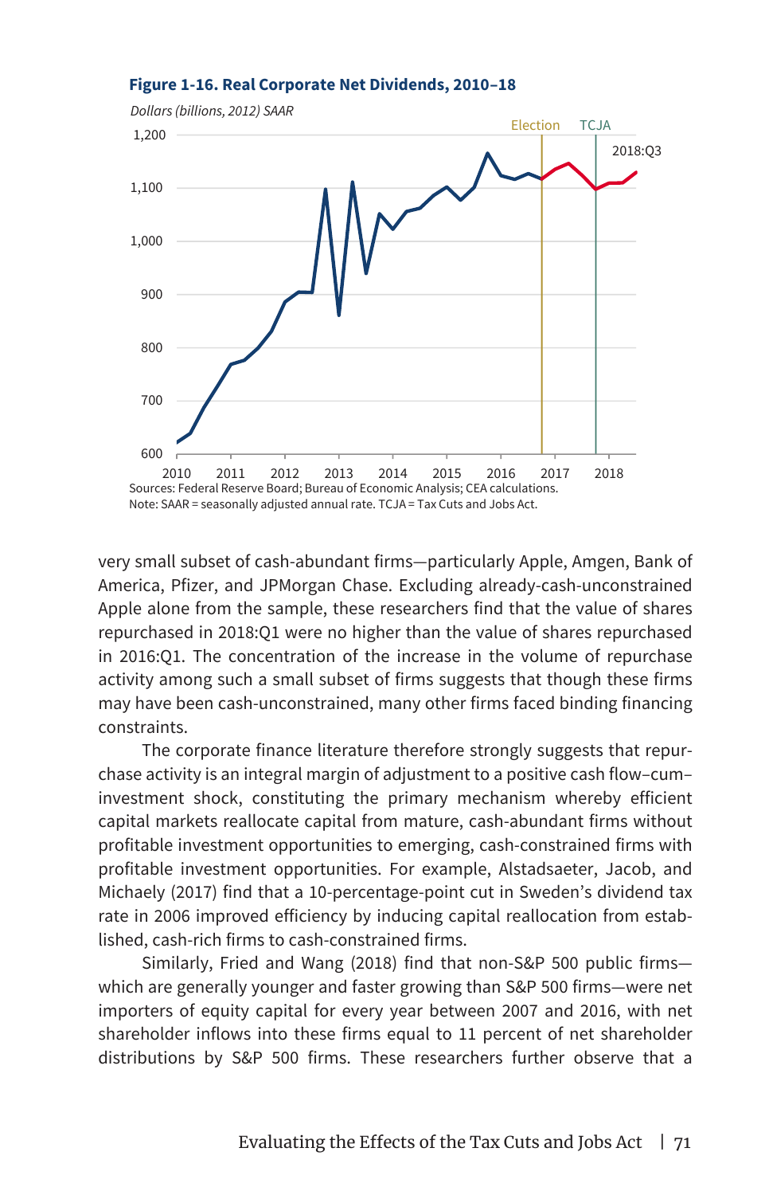**Figure 1-16. Real Corporate Net Dividends, 2010–18**

*Dollars (billions, 2012) SAAR*

Sources: Federal Reserve Board; Bureau of Economic Analysis; CEA calculations.
Note: SAAR = seasonally adjusted annual rate. TCJA = Tax Cuts and Jobs Act.

very small subset of cash-abundant firms—particularly Apple, Amgen, Bank of America, Pfizer, and JPMorgan Chase. Excluding already-cash-unconstrained Apple alone from the sample, these researchers find that the value of shares repurchased in 2018:Q1 were no higher than the value of shares repurchased in 2016:Q1. The concentration of the increase in the volume of repurchase activity among such a small subset of firms suggests that though these firms may have been cash-unconstrained, many other firms faced binding financing constraints.

The corporate finance literature therefore strongly suggests that repurchase activity is an integral margin of adjustment to a positive cash flow–cum–investment shock, constituting the primary mechanism whereby efficient capital markets reallocate capital from mature, cash-abundant firms without profitable investment opportunities to emerging, cash-constrained firms with profitable investment opportunities. For example, Alstadsaeter, Jacob, and Michaely (2017) find that a 10-percentage-point cut in Sweden's dividend tax rate in 2006 improved efficiency by inducing capital reallocation from established, cash-rich firms to cash-constrained firms.

Similarly, Fried and Wang (2018) find that non-S&P 500 public firms—which are generally younger and faster growing than S&P 500 firms—were net importers of equity capital for every year between 2007 and 2016, with net shareholder inflows into these firms equal to 11 percent of net shareholder distributions by S&P 500 firms. These researchers further observe that a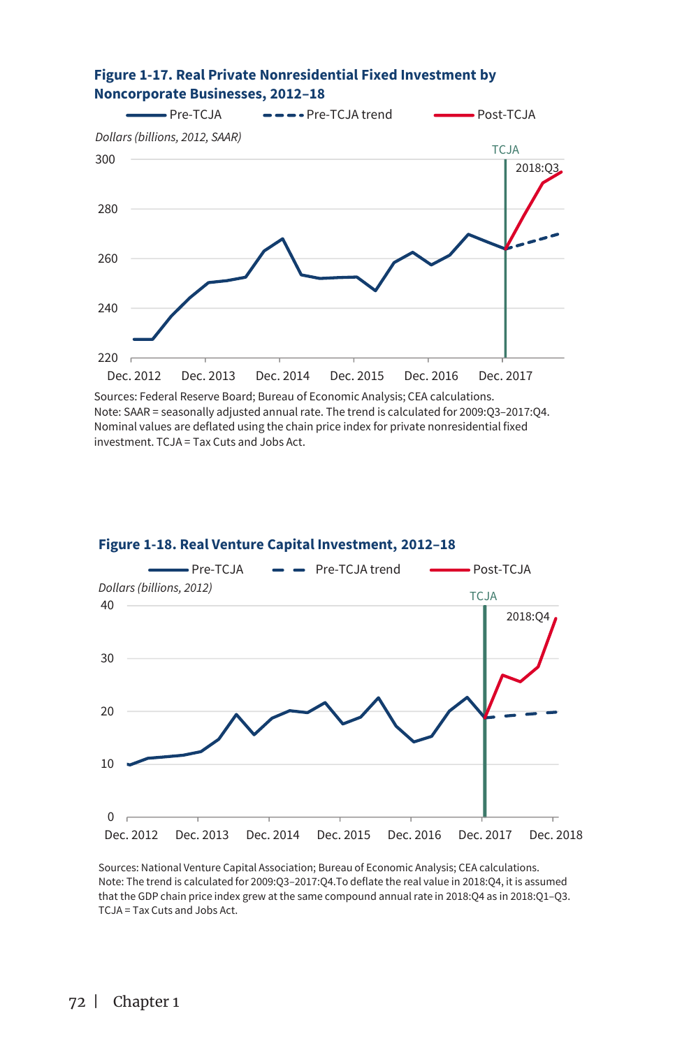**Figure 1-17. Real Private Nonresidential Fixed Investment by Noncorporate Businesses, 2012–18**

Sources: Federal Reserve Board; Bureau of Economic Analysis; CEA calculations.
Note: SAAR = seasonally adjusted annual rate. The trend is calculated for 2009:Q3–2017:Q4. Nominal values are deflated using the chain price index for private nonresidential fixed investment. TCJA = Tax Cuts and Jobs Act.

**Figure 1-18. Real Venture Capital Investment, 2012–18**

Sources: National Venture Capital Association; Bureau of Economic Analysis; CEA calculations.
Note: The trend is calculated for 2009:Q3–2017:Q4.To deflate the real value in 2018:Q4, it is assumed that the GDP chain price index grew at the same compound annual rate in 2018:Q4 as in 2018:Q1–Q3. TCJA = Tax Cuts and Jobs Act.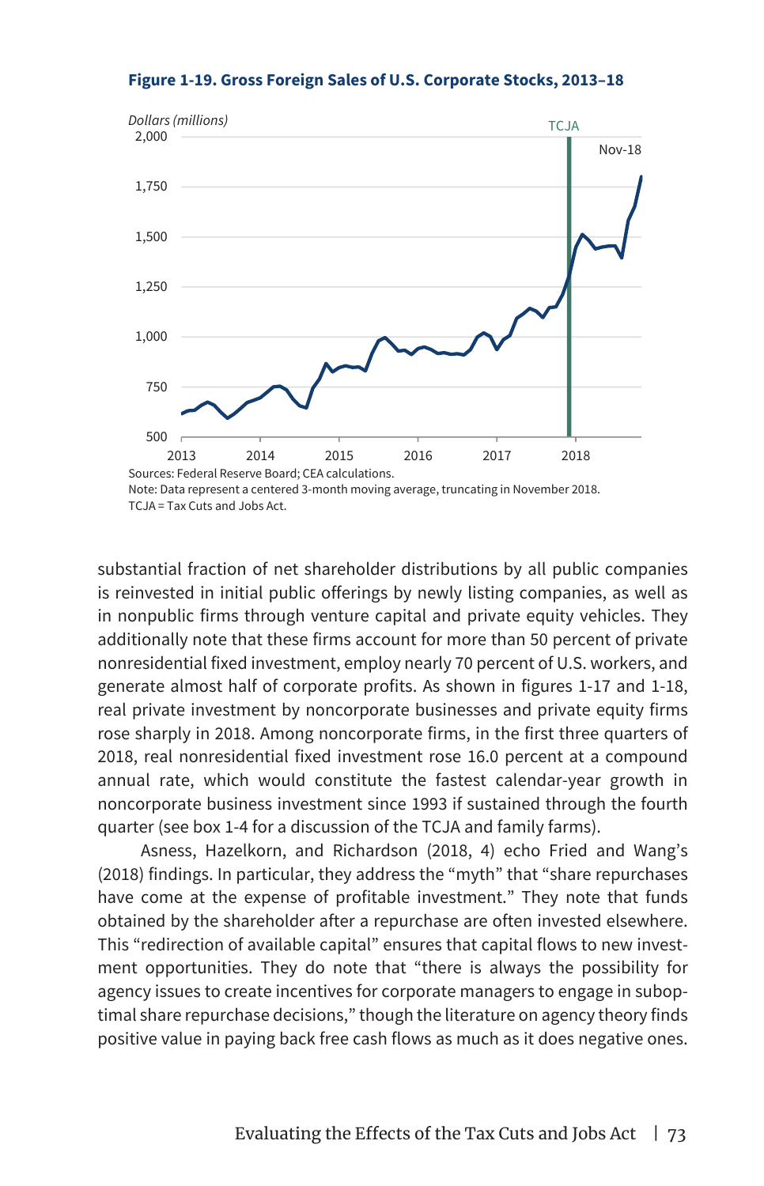**Figure 1-19. Gross Foreign Sales of U.S. Corporate Stocks, 2013–18**

Sources: Federal Reserve Board; CEA calculations.
Note: Data represent a centered 3-month moving average, truncating in November 2018.
TCJA = Tax Cuts and Jobs Act.

substantial fraction of net shareholder distributions by all public companies is reinvested in initial public offerings by newly listing companies, as well as in nonpublic firms through venture capital and private equity vehicles. They additionally note that these firms account for more than 50 percent of private nonresidential fixed investment, employ nearly 70 percent of U.S. workers, and generate almost half of corporate profits. As shown in figures 1-17 and 1-18, real private investment by noncorporate businesses and private equity firms rose sharply in 2018. Among noncorporate firms, in the first three quarters of 2018, real nonresidential fixed investment rose 16.0 percent at a compound annual rate, which would constitute the fastest calendar-year growth in noncorporate business investment since 1993 if sustained through the fourth quarter (see box 1-4 for a discussion of the TCJA and family farms).

Asness, Hazelkorn, and Richardson (2018, 4) echo Fried and Wang's (2018) findings. In particular, they address the "myth" that "share repurchases have come at the expense of profitable investment." They note that funds obtained by the shareholder after a repurchase are often invested elsewhere. This "redirection of available capital" ensures that capital flows to new investment opportunities. They do note that "there is always the possibility for agency issues to create incentives for corporate managers to engage in suboptimal share repurchase decisions," though the literature on agency theory finds positive value in paying back free cash flows as much as it does negative ones.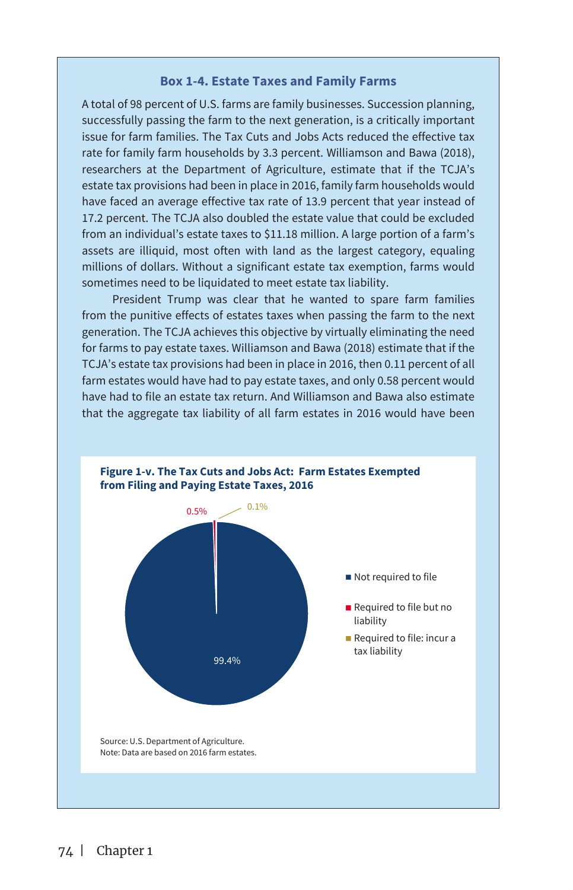### Box 1-4. Estate Taxes and Family Farms

A total of 98 percent of U.S. farms are family businesses. Succession planning, successfully passing the farm to the next generation, is a critically important issue for farm families. The Tax Cuts and Jobs Acts reduced the effective tax rate for family farm households by 3.3 percent. Williamson and Bawa (2018), researchers at the Department of Agriculture, estimate that if the TCJA's estate tax provisions had been in place in 2016, family farm households would have faced an average effective tax rate of 13.9 percent that year instead of 17.2 percent. The TCJA also doubled the estate value that could be excluded from an individual's estate taxes to $11.18 million. A large portion of a farm's assets are illiquid, most often with land as the largest category, equaling millions of dollars. Without a significant estate tax exemption, farms would sometimes need to be liquidated to meet estate tax liability.

President Trump was clear that he wanted to spare farm families from the punitive effects of estates taxes when passing the farm to the next generation. The TCJA achieves this objective by virtually eliminating the need for farms to pay estate taxes. Williamson and Bawa (2018) estimate that if the TCJA's estate tax provisions had been in place in 2016, then 0.11 percent of all farm estates would have had to pay estate taxes, and only 0.58 percent would have had to file an estate tax return. And Williamson and Bawa also estimate that the aggregate tax liability of all farm estates in 2016 would have been

**Figure 1-v. The Tax Cuts and Jobs Act: Farm Estates Exempted from Filing and Paying Estate Taxes, 2016**

| Category | Share |
|---|---|
| Not required to file | 99.4% |
| Required to file but no liability | 0.5% |
| Required to file: incur a tax liability | 0.1% |

Source: U.S. Department of Agriculture.
Note: Data are based on 2016 farm estates.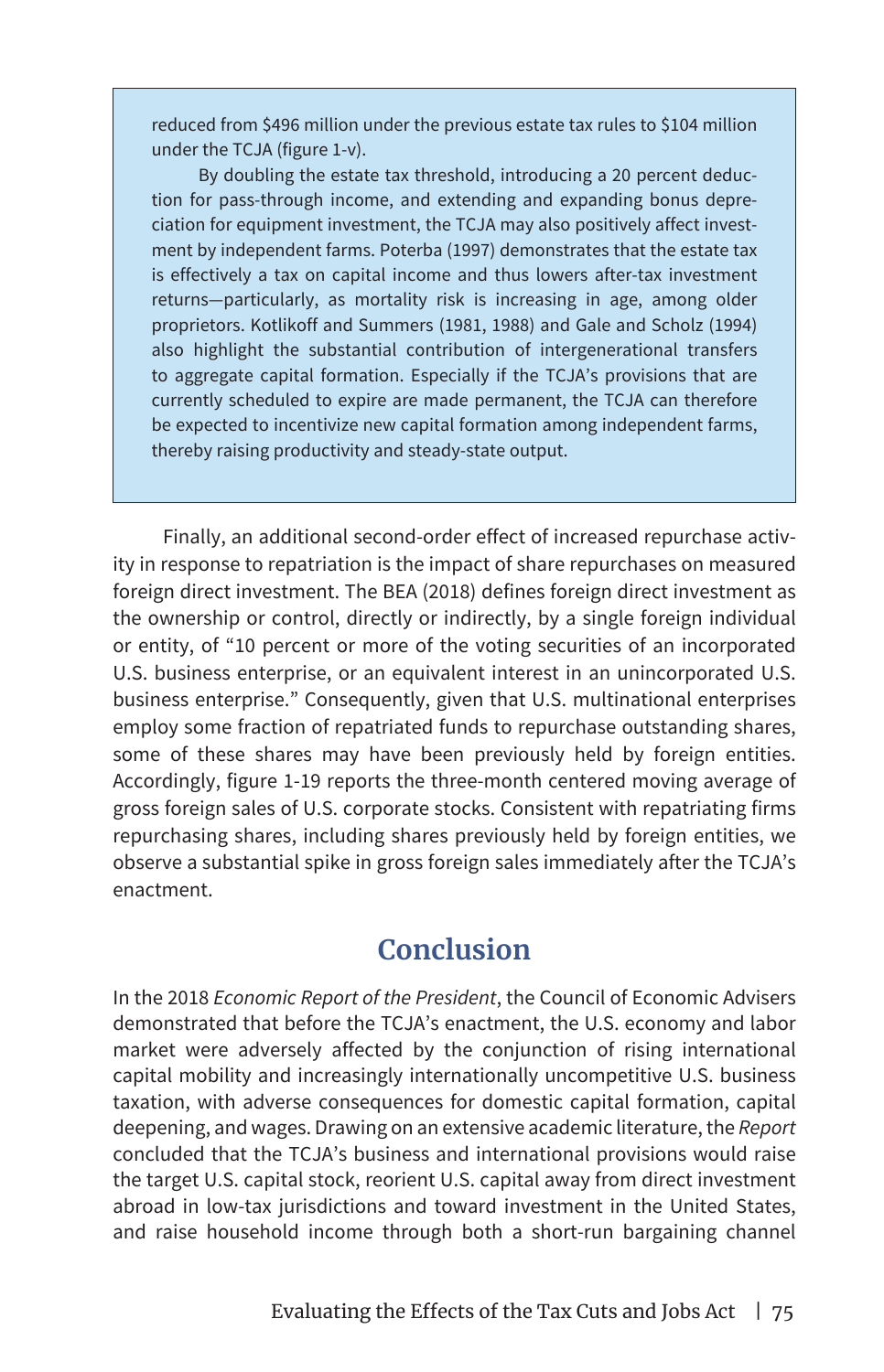reduced from $496 million under the previous estate tax rules to $104 million under the TCJA (figure 1-v).

By doubling the estate tax threshold, introducing a 20 percent deduction for pass-through income, and extending and expanding bonus depreciation for equipment investment, the TCJA may also positively affect investment by independent farms. Poterba (1997) demonstrates that the estate tax is effectively a tax on capital income and thus lowers after-tax investment returns—particularly, as mortality risk is increasing in age, among older proprietors. Kotlikoff and Summers (1981, 1988) and Gale and Scholz (1994) also highlight the substantial contribution of intergenerational transfers to aggregate capital formation. Especially if the TCJA's provisions that are currently scheduled to expire are made permanent, the TCJA can therefore be expected to incentivize new capital formation among independent farms, thereby raising productivity and steady-state output.

Finally, an additional second-order effect of increased repurchase activity in response to repatriation is the impact of share repurchases on measured foreign direct investment. The BEA (2018) defines foreign direct investment as the ownership or control, directly or indirectly, by a single foreign individual or entity, of "10 percent or more of the voting securities of an incorporated U.S. business enterprise, or an equivalent interest in an unincorporated U.S. business enterprise." Consequently, given that U.S. multinational enterprises employ some fraction of repatriated funds to repurchase outstanding shares, some of these shares may have been previously held by foreign entities. Accordingly, figure 1-19 reports the three-month centered moving average of gross foreign sales of U.S. corporate stocks. Consistent with repatriating firms repurchasing shares, including shares previously held by foreign entities, we observe a substantial spike in gross foreign sales immediately after the TCJA's enactment.

## Conclusion

In the 2018 *Economic Report of the President*, the Council of Economic Advisers demonstrated that before the TCJA's enactment, the U.S. economy and labor market were adversely affected by the conjunction of rising international capital mobility and increasingly internationally uncompetitive U.S. business taxation, with adverse consequences for domestic capital formation, capital deepening, and wages. Drawing on an extensive academic literature, the *Report* concluded that the TCJA's business and international provisions would raise the target U.S. capital stock, reorient U.S. capital away from direct investment abroad in low-tax jurisdictions and toward investment in the United States, and raise household income through both a short-run bargaining channel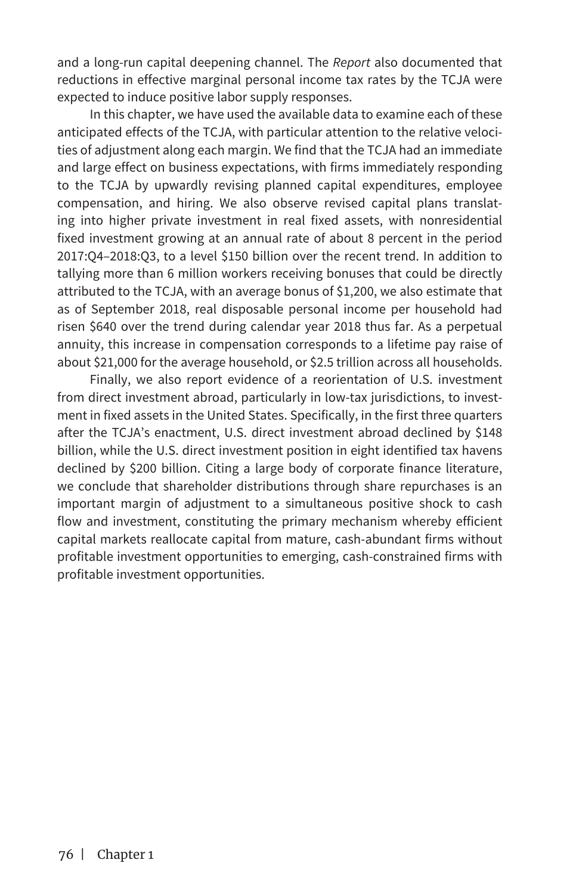and a long-run capital deepening channel. The *Report* also documented that reductions in effective marginal personal income tax rates by the TCJA were expected to induce positive labor supply responses.

In this chapter, we have used the available data to examine each of these anticipated effects of the TCJA, with particular attention to the relative velocities of adjustment along each margin. We find that the TCJA had an immediate and large effect on business expectations, with firms immediately responding to the TCJA by upwardly revising planned capital expenditures, employee compensation, and hiring. We also observe revised capital plans translating into higher private investment in real fixed assets, with nonresidential fixed investment growing at an annual rate of about 8 percent in the period 2017:Q4–2018:Q3, to a level $150 billion over the recent trend. In addition to tallying more than 6 million workers receiving bonuses that could be directly attributed to the TCJA, with an average bonus of $1,200, we also estimate that as of September 2018, real disposable personal income per household had risen $640 over the trend during calendar year 2018 thus far. As a perpetual annuity, this increase in compensation corresponds to a lifetime pay raise of about $21,000 for the average household, or $2.5 trillion across all households.

Finally, we also report evidence of a reorientation of U.S. investment from direct investment abroad, particularly in low-tax jurisdictions, to investment in fixed assets in the United States. Specifically, in the first three quarters after the TCJA's enactment, U.S. direct investment abroad declined by $148 billion, while the U.S. direct investment position in eight identified tax havens declined by $200 billion. Citing a large body of corporate finance literature, we conclude that shareholder distributions through share repurchases is an important margin of adjustment to a simultaneous positive shock to cash flow and investment, constituting the primary mechanism whereby efficient capital markets reallocate capital from mature, cash-abundant firms without profitable investment opportunities to emerging, cash-constrained firms with profitable investment opportunities.